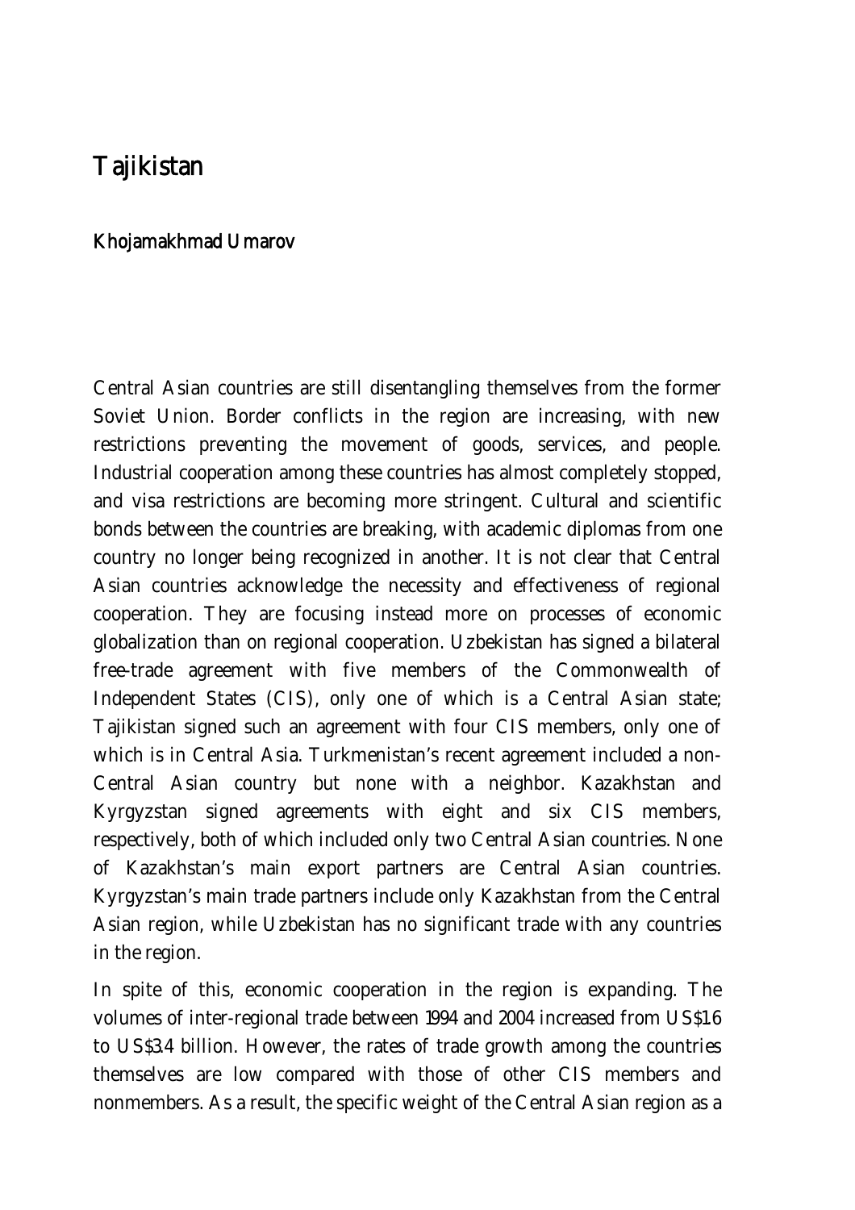# Tajikistan

## Khojamakhmad Umarov

Central Asian countries are still disentangling themselves from the former Soviet Union. Border conflicts in the region are increasing, with new restrictions preventing the movement of goods, services, and people. Industrial cooperation among these countries has almost completely stopped, and visa restrictions are becoming more stringent. Cultural and scientific bonds between the countries are breaking, with academic diplomas from one country no longer being recognized in another. It is not clear that Central Asian countries acknowledge the necessity and effectiveness of regional cooperation. They are focusing instead more on processes of economic globalization than on regional cooperation. Uzbekistan has signed a bilateral free-trade agreement with five members of the Commonwealth of Independent States (CIS), only one of which is a Central Asian state; Tajikistan signed such an agreement with four CIS members, only one of which is in Central Asia. Turkmenistan's recent agreement included a non-Central Asian country but none with a neighbor. Kazakhstan and Kyrgyzstan signed agreements with eight and six CIS members, respectively, both of which included only two Central Asian countries. None of Kazakhstan's main export partners are Central Asian countries. Kyrgyzstan's main trade partners include only Kazakhstan from the Central Asian region, while Uzbekistan has no significant trade with any countries in the region.

In spite of this, economic cooperation in the region is expanding. The volumes of inter-regional trade between 1994 and 2004 increased from US$1.6 to US$3.4 billion. However, the rates of trade growth among the countries themselves are low compared with those of other CIS members and nonmembers. As a result, the specific weight of the Central Asian region as a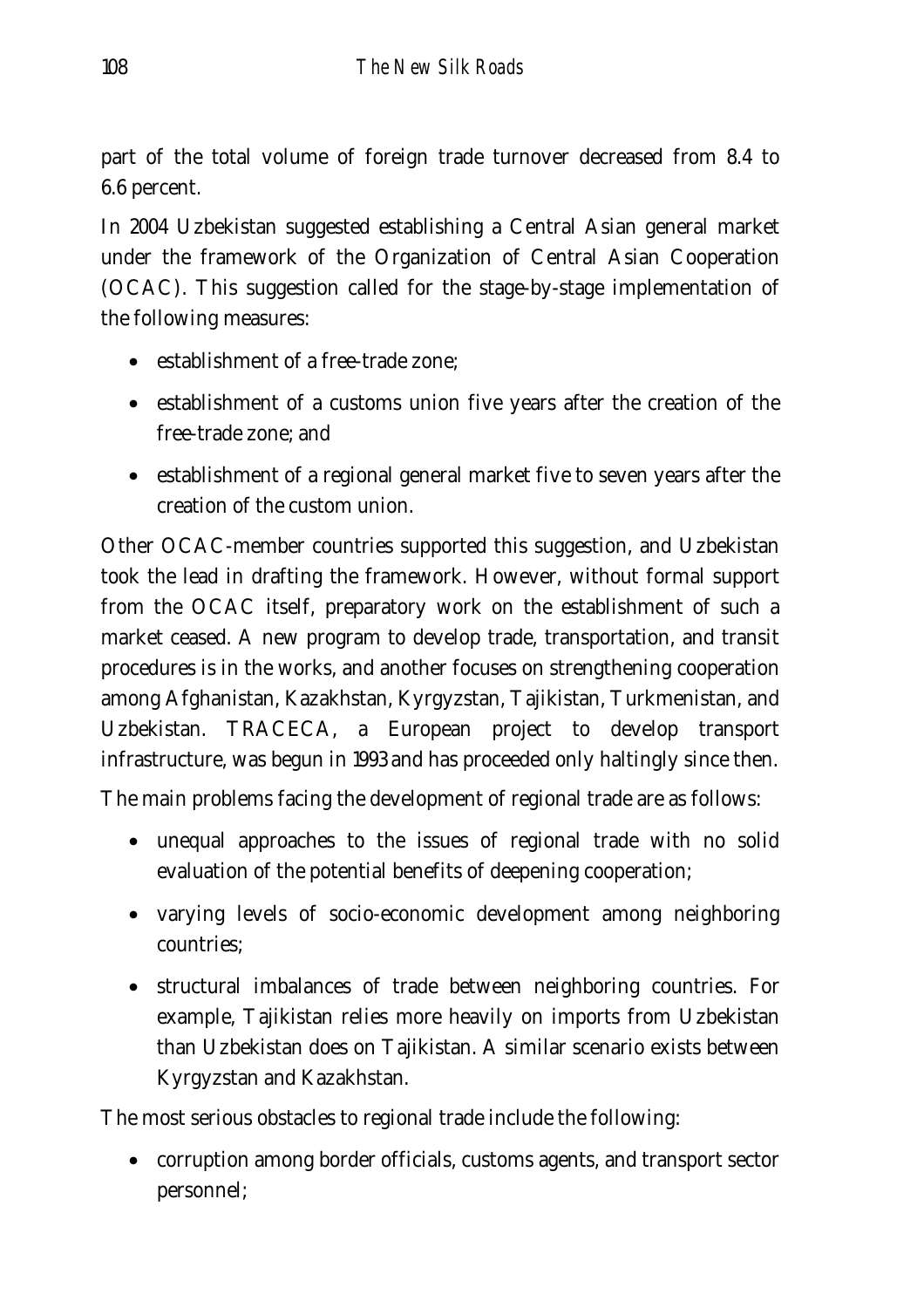part of the total volume of foreign trade turnover decreased from 8.4 to 6.6 percent.

In 2004 Uzbekistan suggested establishing a Central Asian general market under the framework of the Organization of Central Asian Cooperation (OCAC). This suggestion called for the stage-by-stage implementation of the following measures:

- establishment of a free-trade zone;
- establishment of a customs union five years after the creation of the free-trade zone; and
- establishment of a regional general market five to seven years after the creation of the custom union.

Other OCAC-member countries supported this suggestion, and Uzbekistan took the lead in drafting the framework. However, without formal support from the OCAC itself, preparatory work on the establishment of such a market ceased. A new program to develop trade, transportation, and transit procedures is in the works, and another focuses on strengthening cooperation among Afghanistan, Kazakhstan, Kyrgyzstan, Tajikistan, Turkmenistan, and Uzbekistan. TRACECA, a European project to develop transport infrastructure, was begun in 1993 and has proceeded only haltingly since then.

The main problems facing the development of regional trade are as follows:

- unequal approaches to the issues of regional trade with no solid evaluation of the potential benefits of deepening cooperation;
- varying levels of socio-economic development among neighboring countries;
- structural imbalances of trade between neighboring countries. For example, Tajikistan relies more heavily on imports from Uzbekistan than Uzbekistan does on Tajikistan. A similar scenario exists between Kyrgyzstan and Kazakhstan.

The most serious obstacles to regional trade include the following:

- corruption among border officials, customs agents, and transport sector personnel;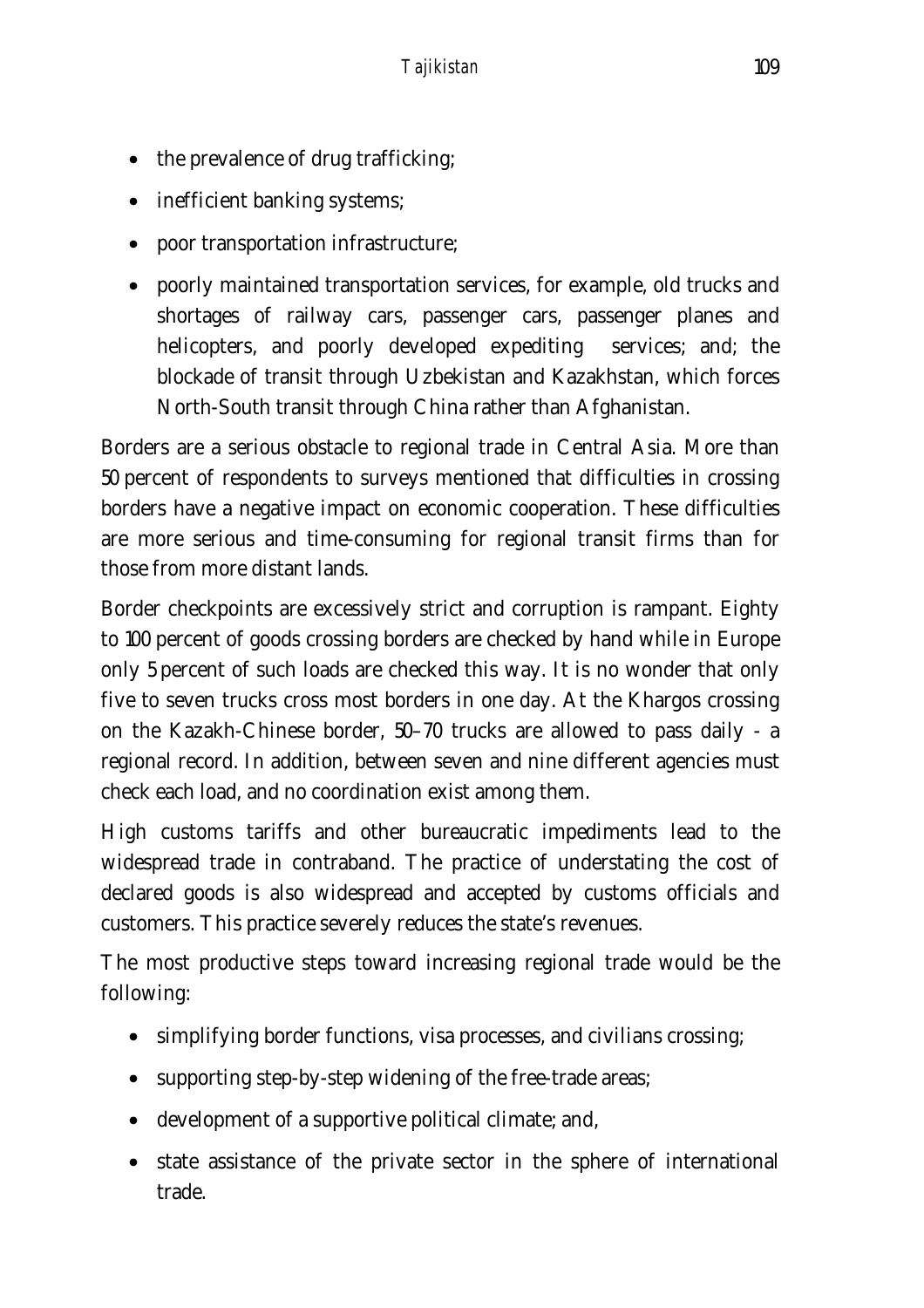- the prevalence of drug trafficking;
- inefficient banking systems;
- poor transportation infrastructure;
- poorly maintained transportation services, for example, old trucks and shortages of railway cars, passenger cars, passenger planes and helicopters, and poorly developed expediting services; and; the blockade of transit through Uzbekistan and Kazakhstan, which forces North-South transit through China rather than Afghanistan.

Borders are a serious obstacle to regional trade in Central Asia. More than 50 percent of respondents to surveys mentioned that difficulties in crossing borders have a negative impact on economic cooperation. These difficulties are more serious and time-consuming for regional transit firms than for those from more distant lands.

Border checkpoints are excessively strict and corruption is rampant. Eighty to 100 percent of goods crossing borders are checked by hand while in Europe only 5 percent of such loads are checked this way. It is no wonder that only five to seven trucks cross most borders in one day. At the Khargos crossing on the Kazakh-Chinese border, 50–70 trucks are allowed to pass daily - a regional record. In addition, between seven and nine different agencies must check each load, and no coordination exist among them.

High customs tariffs and other bureaucratic impediments lead to the widespread trade in contraband. The practice of understating the cost of declared goods is also widespread and accepted by customs officials and customers. This practice severely reduces the state's revenues.

The most productive steps toward increasing regional trade would be the following:

- simplifying border functions, visa processes, and civilians crossing;
- supporting step-by-step widening of the free-trade areas;
- development of a supportive political climate; and,
- state assistance of the private sector in the sphere of international trade.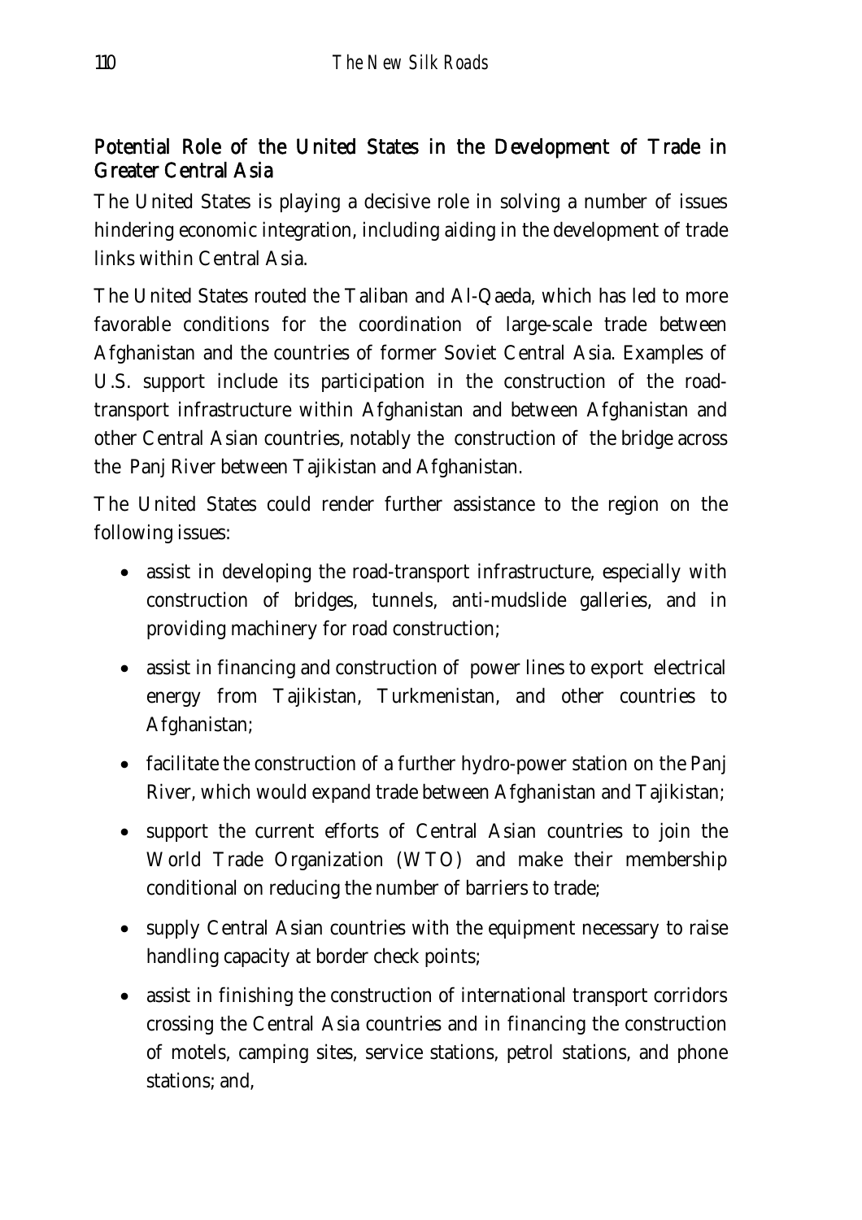## Potential Role of the United States in the Development of Trade in Greater Central Asia

The United States is playing a decisive role in solving a number of issues hindering economic integration, including aiding in the development of trade links within Central Asia.

The United States routed the Taliban and Al-Qaeda, which has led to more favorable conditions for the coordination of large-scale trade between Afghanistan and the countries of former Soviet Central Asia. Examples of U.S. support include its participation in the construction of the road-transport infrastructure within Afghanistan and between Afghanistan and other Central Asian countries, notably the construction of the bridge across the Panj River between Tajikistan and Afghanistan.

The United States could render further assistance to the region on the following issues:

- assist in developing the road-transport infrastructure, especially with construction of bridges, tunnels, anti-mudslide galleries, and in providing machinery for road construction;
- assist in financing and construction of power lines to export electrical energy from Tajikistan, Turkmenistan, and other countries to Afghanistan;
- facilitate the construction of a further hydro-power station on the Panj River, which would expand trade between Afghanistan and Tajikistan;
- support the current efforts of Central Asian countries to join the World Trade Organization (WTO) and make their membership conditional on reducing the number of barriers to trade;
- supply Central Asian countries with the equipment necessary to raise handling capacity at border check points;
- assist in finishing the construction of international transport corridors crossing the Central Asia countries and in financing the construction of motels, camping sites, service stations, petrol stations, and phone stations; and,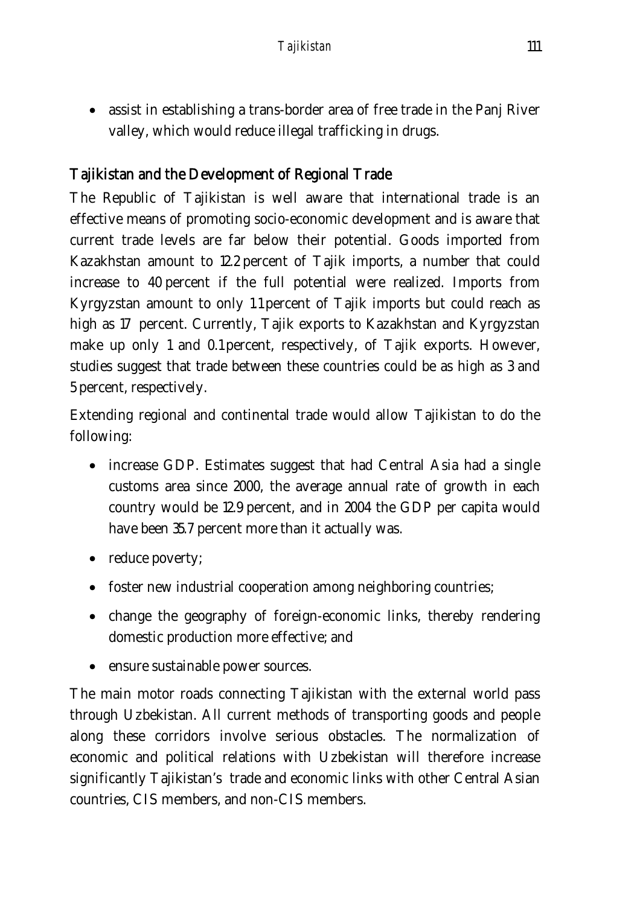- assist in establishing a trans-border area of free trade in the Panj River valley, which would reduce illegal trafficking in drugs.

### Tajikistan and the Development of Regional Trade

The Republic of Tajikistan is well aware that international trade is an effective means of promoting socio-economic development and is aware that current trade levels are far below their potential. Goods imported from Kazakhstan amount to 12.2 percent of Tajik imports, a number that could increase to 40 percent if the full potential were realized. Imports from Kyrgyzstan amount to only 1.1 percent of Tajik imports but could reach as high as 17 percent. Currently, Tajik exports to Kazakhstan and Kyrgyzstan make up only 1 and 0.1 percent, respectively, of Tajik exports. However, studies suggest that trade between these countries could be as high as 3 and 5 percent, respectively.

Extending regional and continental trade would allow Tajikistan to do the following:

- increase GDP. Estimates suggest that had Central Asia had a single customs area since 2000, the average annual rate of growth in each country would be 12.9 percent, and in 2004 the GDP per capita would have been 35.7 percent more than it actually was.
- reduce poverty;
- foster new industrial cooperation among neighboring countries;
- change the geography of foreign-economic links, thereby rendering domestic production more effective; and
- ensure sustainable power sources.

The main motor roads connecting Tajikistan with the external world pass through Uzbekistan. All current methods of transporting goods and people along these corridors involve serious obstacles. The normalization of economic and political relations with Uzbekistan will therefore increase significantly Tajikistan's trade and economic links with other Central Asian countries, CIS members, and non-CIS members.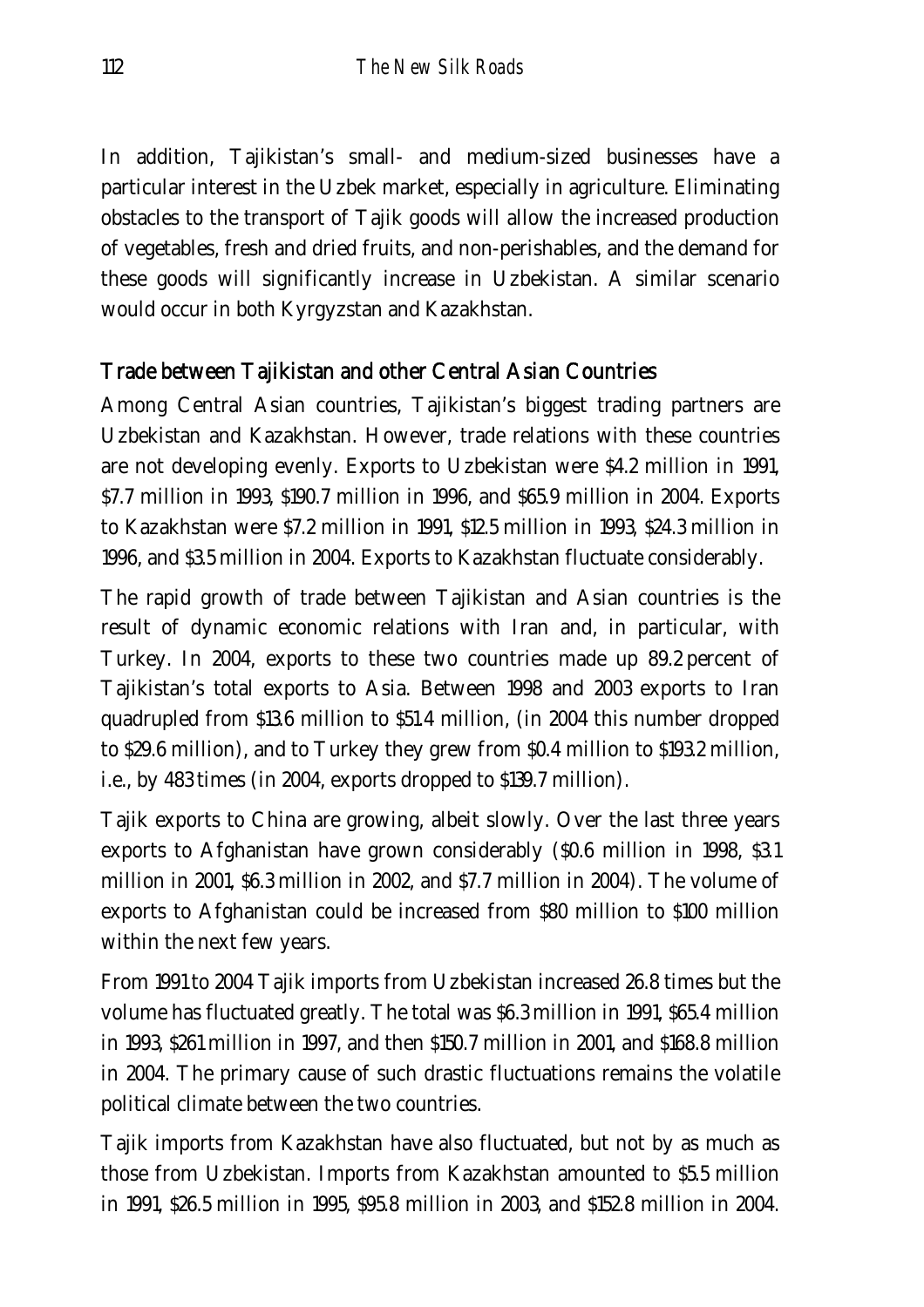In addition, Tajikistan's small- and medium-sized businesses have a particular interest in the Uzbek market, especially in agriculture. Eliminating obstacles to the transport of Tajik goods will allow the increased production of vegetables, fresh and dried fruits, and non-perishables, and the demand for these goods will significantly increase in Uzbekistan. A similar scenario would occur in both Kyrgyzstan and Kazakhstan.

## Trade between Tajikistan and other Central Asian Countries

Among Central Asian countries, Tajikistan's biggest trading partners are Uzbekistan and Kazakhstan. However, trade relations with these countries are not developing evenly. Exports to Uzbekistan were $4.2 million in 1991, $7.7 million in 1993, $190.7 million in 1996, and $65.9 million in 2004. Exports to Kazakhstan were $7.2 million in 1991, $12.5 million in 1993, $24.3 million in 1996, and $3.5 million in 2004. Exports to Kazakhstan fluctuate considerably.

The rapid growth of trade between Tajikistan and Asian countries is the result of dynamic economic relations with Iran and, in particular, with Turkey. In 2004, exports to these two countries made up 89.2 percent of Tajikistan's total exports to Asia. Between 1998 and 2003 exports to Iran quadrupled from $13.6 million to $51.4 million, (in 2004 this number dropped to $29.6 million), and to Turkey they grew from $0.4 million to $193.2 million, i.e., by 483 times (in 2004, exports dropped to $139.7 million).

Tajik exports to China are growing, albeit slowly. Over the last three years exports to Afghanistan have grown considerably ($0.6 million in 1998, $3.1 million in 2001, $6.3 million in 2002, and $7.7 million in 2004). The volume of exports to Afghanistan could be increased from $80 million to $100 million within the next few years.

From 1991 to 2004 Tajik imports from Uzbekistan increased 26.8 times but the volume has fluctuated greatly. The total was $6.3 million in 1991, $65.4 million in 1993, $261 million in 1997, and then $150.7 million in 2001, and $168.8 million in 2004. The primary cause of such drastic fluctuations remains the volatile political climate between the two countries.

Tajik imports from Kazakhstan have also fluctuated, but not by as much as those from Uzbekistan. Imports from Kazakhstan amounted to $5.5 million in 1991, $26.5 million in 1995, $95.8 million in 2003, and $152.8 million in 2004.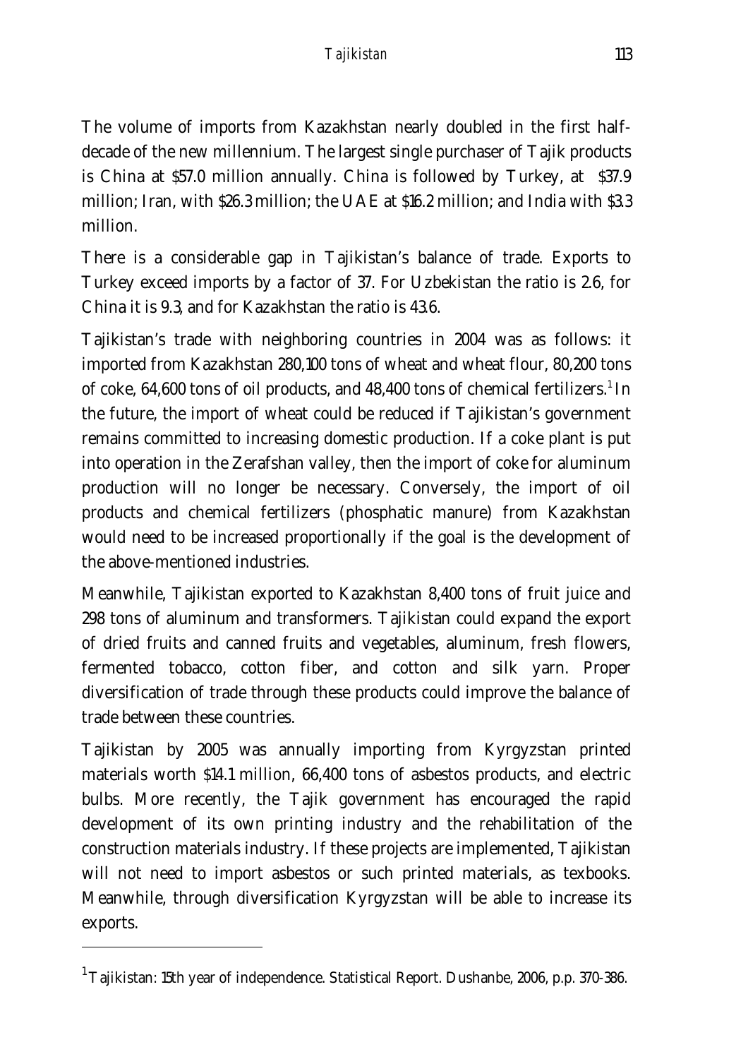The volume of imports from Kazakhstan nearly doubled in the first half-decade of the new millennium. The largest single purchaser of Tajik products is China at $57.0 million annually. China is followed by Turkey, at $37.9 million; Iran, with $26.3 million; the UAE at $16.2 million; and India with $3.3 million.

There is a considerable gap in Tajikistan's balance of trade. Exports to Turkey exceed imports by a factor of 37. For Uzbekistan the ratio is 2.6, for China it is 9.3, and for Kazakhstan the ratio is 43.6.

Tajikistan's trade with neighboring countries in 2004 was as follows: it imported from Kazakhstan 280,100 tons of wheat and wheat flour, 80,200 tons of coke, 64,600 tons of oil products, and 48,400 tons of chemical fertilizers.[1] In the future, the import of wheat could be reduced if Tajikistan's government remains committed to increasing domestic production. If a coke plant is put into operation in the Zerafshan valley, then the import of coke for aluminum production will no longer be necessary. Conversely, the import of oil products and chemical fertilizers (phosphatic manure) from Kazakhstan would need to be increased proportionally if the goal is the development of the above-mentioned industries.

Meanwhile, Tajikistan exported to Kazakhstan 8,400 tons of fruit juice and 298 tons of aluminum and transformers. Tajikistan could expand the export of dried fruits and canned fruits and vegetables, aluminum, fresh flowers, fermented tobacco, cotton fiber, and cotton and silk yarn. Proper diversification of trade through these products could improve the balance of trade between these countries.

Tajikistan by 2005 was annually importing from Kyrgyzstan printed materials worth $14.1 million, 66,400 tons of asbestos products, and electric bulbs. More recently, the Tajik government has encouraged the rapid development of its own printing industry and the rehabilitation of the construction materials industry. If these projects are implemented, Tajikistan will not need to import asbestos or such printed materials, as texbooks. Meanwhile, through diversification Kyrgyzstan will be able to increase its exports.

---

[1] Tajikistan: 15th year of independence. Statistical Report. Dushanbe, 2006, p.p. 370-386.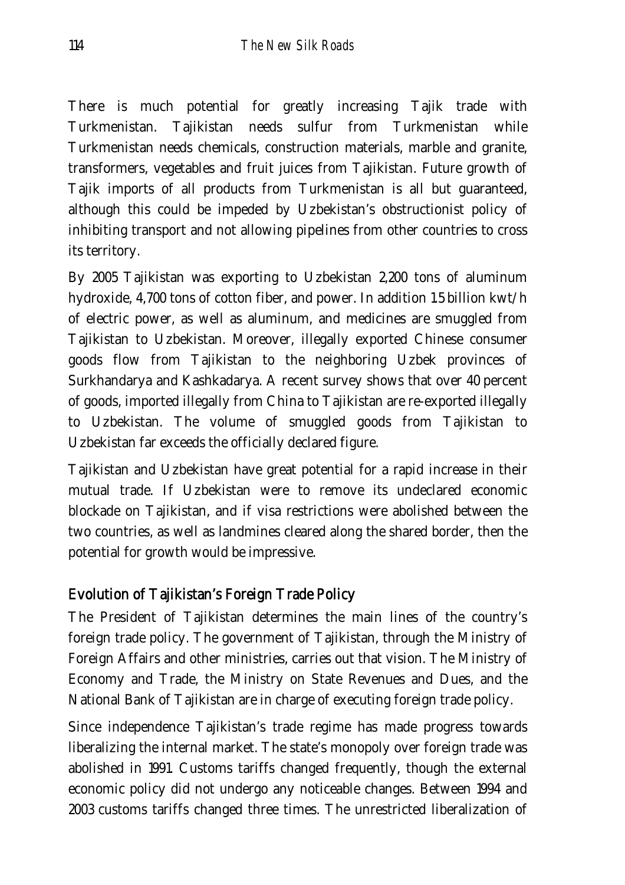There is much potential for greatly increasing Tajik trade with Turkmenistan. Tajikistan needs sulfur from Turkmenistan while Turkmenistan needs chemicals, construction materials, marble and granite, transformers, vegetables and fruit juices from Tajikistan. Future growth of Tajik imports of all products from Turkmenistan is all but guaranteed, although this could be impeded by Uzbekistan's obstructionist policy of inhibiting transport and not allowing pipelines from other countries to cross its territory.

By 2005 Tajikistan was exporting to Uzbekistan 2,200 tons of aluminum hydroxide, 4,700 tons of cotton fiber, and power. In addition 1.5 billion kwt/h of electric power, as well as aluminum, and medicines are smuggled from Tajikistan to Uzbekistan. Moreover, illegally exported Chinese consumer goods flow from Tajikistan to the neighboring Uzbek provinces of Surkhandarya and Kashkadarya. A recent survey shows that over 40 percent of goods, imported illegally from China to Tajikistan are re-exported illegally to Uzbekistan. The volume of smuggled goods from Tajikistan to Uzbekistan far exceeds the officially declared figure.

Tajikistan and Uzbekistan have great potential for a rapid increase in their mutual trade. If Uzbekistan were to remove its undeclared economic blockade on Tajikistan, and if visa restrictions were abolished between the two countries, as well as landmines cleared along the shared border, then the potential for growth would be impressive.

## Evolution of Tajikistan's Foreign Trade Policy

The President of Tajikistan determines the main lines of the country's foreign trade policy. The government of Tajikistan, through the Ministry of Foreign Affairs and other ministries, carries out that vision. The Ministry of Economy and Trade, the Ministry on State Revenues and Dues, and the National Bank of Tajikistan are in charge of executing foreign trade policy.

Since independence Tajikistan's trade regime has made progress towards liberalizing the internal market. The state's monopoly over foreign trade was abolished in 1991. Customs tariffs changed frequently, though the external economic policy did not undergo any noticeable changes. Between 1994 and 2003 customs tariffs changed three times. The unrestricted liberalization of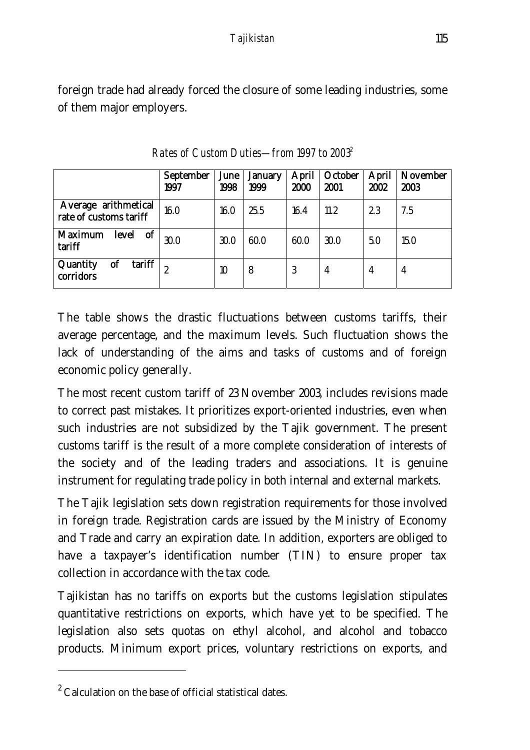foreign trade had already forced the closure of some leading industries, some of them major employers.

*Rates of Custom Duties—from 1997 to 2003*[2]

| | September 1997 | June 1998 | January 1999 | April 2000 | October 2001 | April 2002 | November 2003 |
|---|---|---|---|---|---|---|---|
| Average arithmetical rate of customs tariff | 16.0 | 16.0 | 25.5 | 16.4 | 11.2 | 2.3 | 7.5 |
| Maximum level of tariff | 30.0 | 30.0 | 60.0 | 60.0 | 30.0 | 5.0 | 15.0 |
| Quantity of tariff corridors | 2 | 10 | 8 | 3 | 4 | 4 | 4 |

The table shows the drastic fluctuations between customs tariffs, their average percentage, and the maximum levels. Such fluctuation shows the lack of understanding of the aims and tasks of customs and of foreign economic policy generally.

The most recent custom tariff of 23 November 2003, includes revisions made to correct past mistakes. It prioritizes export-oriented industries, even when such industries are not subsidized by the Tajik government. The present customs tariff is the result of a more complete consideration of interests of the society and of the leading traders and associations. It is genuine instrument for regulating trade policy in both internal and external markets.

The Tajik legislation sets down registration requirements for those involved in foreign trade. Registration cards are issued by the Ministry of Economy and Trade and carry an expiration date. In addition, exporters are obliged to have a taxpayer's identification number (TIN) to ensure proper tax collection in accordance with the tax code.

Tajikistan has no tariffs on exports but the customs legislation stipulates quantitative restrictions on exports, which have yet to be specified. The legislation also sets quotas on ethyl alcohol, and alcohol and tobacco products. Minimum export prices, voluntary restrictions on exports, and

[2] Calculation on the base of official statistical dates.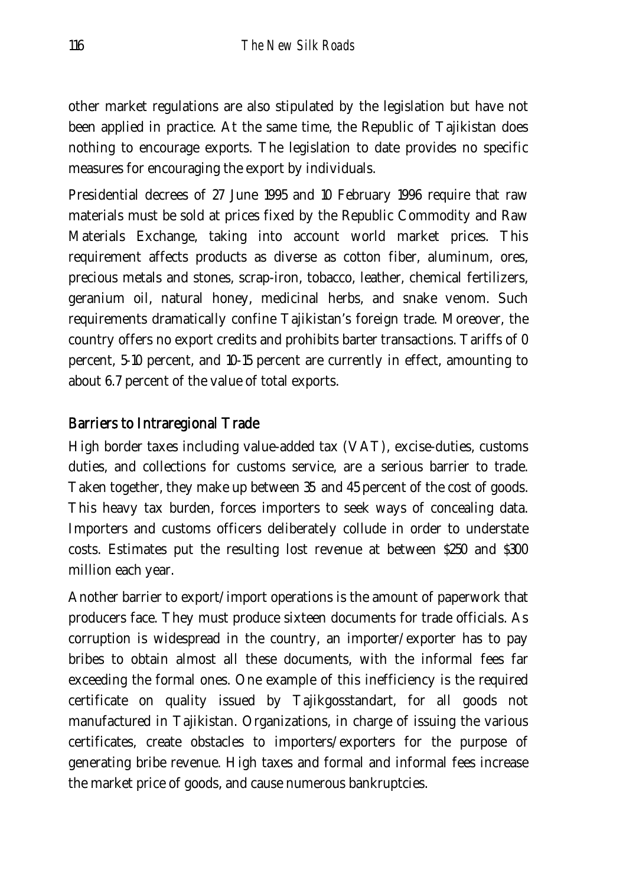other market regulations are also stipulated by the legislation but have not been applied in practice. At the same time, the Republic of Tajikistan does nothing to encourage exports. The legislation to date provides no specific measures for encouraging the export by individuals.

Presidential decrees of 27 June 1995 and 10 February 1996 require that raw materials must be sold at prices fixed by the Republic Commodity and Raw Materials Exchange, taking into account world market prices. This requirement affects products as diverse as cotton fiber, aluminum, ores, precious metals and stones, scrap-iron, tobacco, leather, chemical fertilizers, geranium oil, natural honey, medicinal herbs, and snake venom. Such requirements dramatically confine Tajikistan's foreign trade. Moreover, the country offers no export credits and prohibits barter transactions. Tariffs of 0 percent, 5-10 percent, and 10-15 percent are currently in effect, amounting to about 6.7 percent of the value of total exports.

### Barriers to Intraregional Trade

High border taxes including value-added tax (VAT), excise-duties, customs duties, and collections for customs service, are a serious barrier to trade. Taken together, they make up between 35 and 45 percent of the cost of goods. This heavy tax burden, forces importers to seek ways of concealing data. Importers and customs officers deliberately collude in order to understate costs. Estimates put the resulting lost revenue at between $250 and $300 million each year.

Another barrier to export/import operations is the amount of paperwork that producers face. They must produce sixteen documents for trade officials. As corruption is widespread in the country, an importer/exporter has to pay bribes to obtain almost all these documents, with the informal fees far exceeding the formal ones. One example of this inefficiency is the required certificate on quality issued by Tajikgosstandart, for all goods not manufactured in Tajikistan. Organizations, in charge of issuing the various certificates, create obstacles to importers/exporters for the purpose of generating bribe revenue. High taxes and formal and informal fees increase the market price of goods, and cause numerous bankruptcies.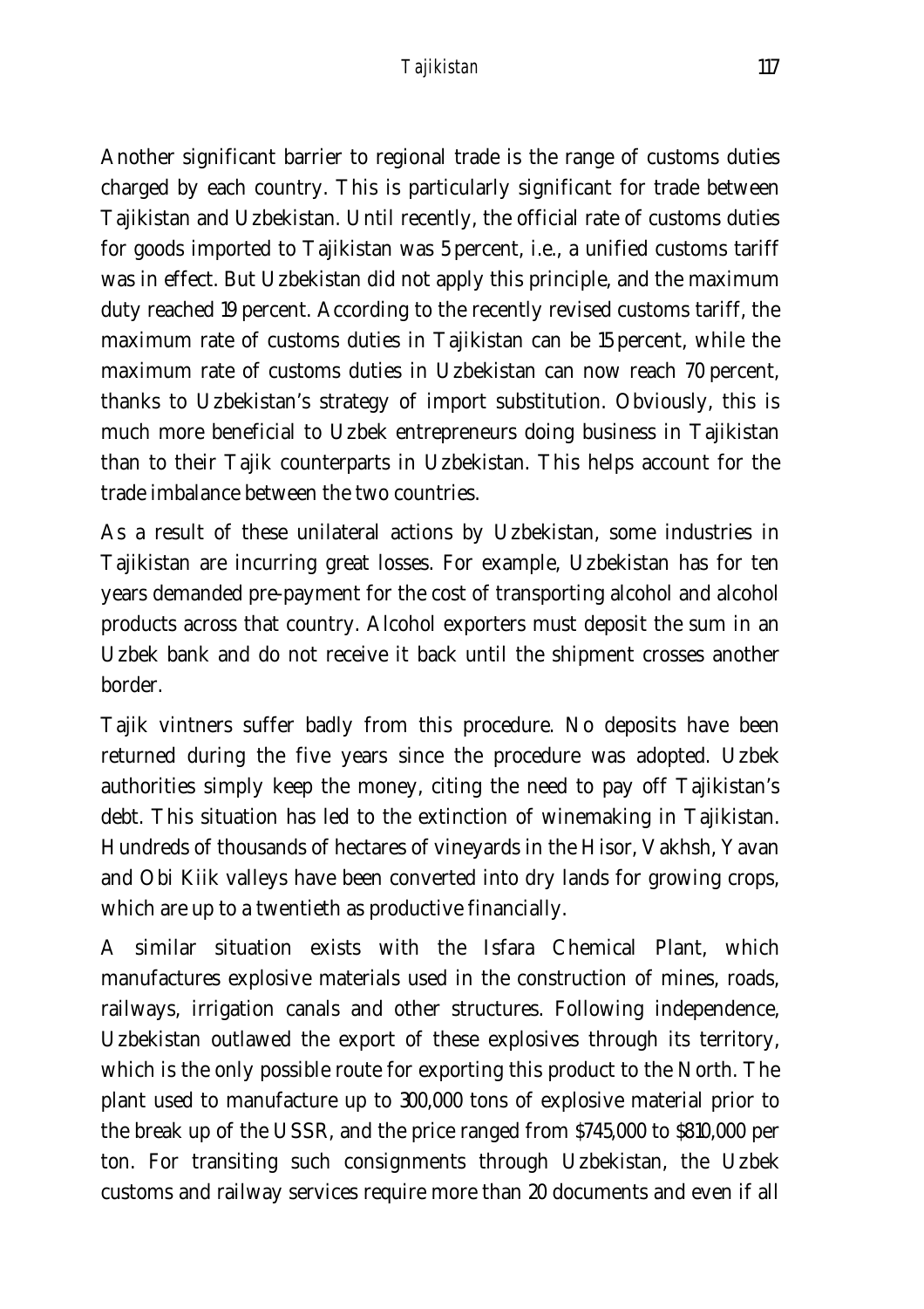Another significant barrier to regional trade is the range of customs duties charged by each country. This is particularly significant for trade between Tajikistan and Uzbekistan. Until recently, the official rate of customs duties for goods imported to Tajikistan was 5 percent, i.e., a unified customs tariff was in effect. But Uzbekistan did not apply this principle, and the maximum duty reached 19 percent. According to the recently revised customs tariff, the maximum rate of customs duties in Tajikistan can be 15 percent, while the maximum rate of customs duties in Uzbekistan can now reach 70 percent, thanks to Uzbekistan's strategy of import substitution. Obviously, this is much more beneficial to Uzbek entrepreneurs doing business in Tajikistan than to their Tajik counterparts in Uzbekistan. This helps account for the trade imbalance between the two countries.

As a result of these unilateral actions by Uzbekistan, some industries in Tajikistan are incurring great losses. For example, Uzbekistan has for ten years demanded pre-payment for the cost of transporting alcohol and alcohol products across that country. Alcohol exporters must deposit the sum in an Uzbek bank and do not receive it back until the shipment crosses another border.

Tajik vintners suffer badly from this procedure. No deposits have been returned during the five years since the procedure was adopted. Uzbek authorities simply keep the money, citing the need to pay off Tajikistan's debt. This situation has led to the extinction of winemaking in Tajikistan. Hundreds of thousands of hectares of vineyards in the Hisor, Vakhsh, Yavan and Obi Kiik valleys have been converted into dry lands for growing crops, which are up to a twentieth as productive financially.

A similar situation exists with the Isfara Chemical Plant, which manufactures explosive materials used in the construction of mines, roads, railways, irrigation canals and other structures. Following independence, Uzbekistan outlawed the export of these explosives through its territory, which is the only possible route for exporting this product to the North. The plant used to manufacture up to 300,000 tons of explosive material prior to the break up of the USSR, and the price ranged from $745,000 to $810,000 per ton. For transiting such consignments through Uzbekistan, the Uzbek customs and railway services require more than 20 documents and even if all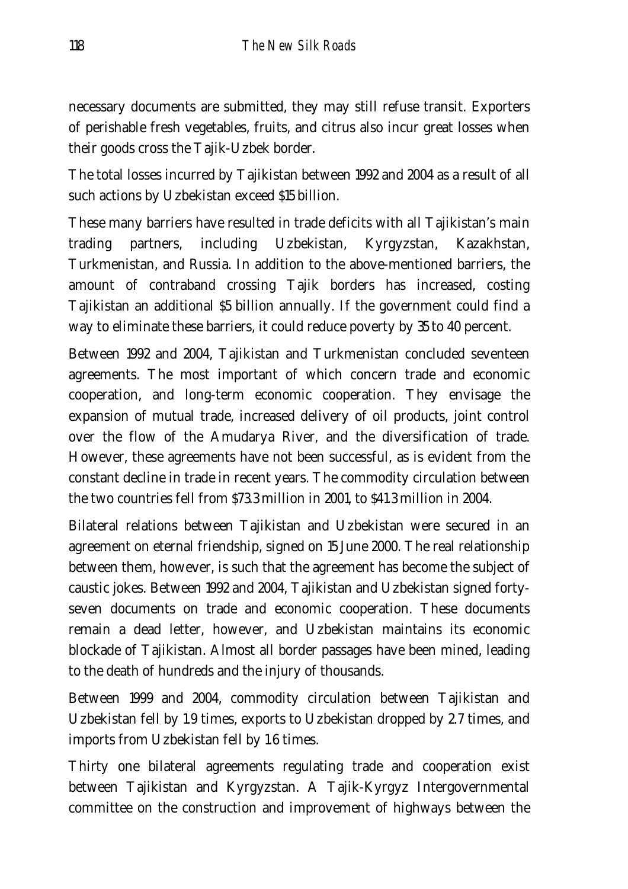necessary documents are submitted, they may still refuse transit. Exporters of perishable fresh vegetables, fruits, and citrus also incur great losses when their goods cross the Tajik-Uzbek border.

The total losses incurred by Tajikistan between 1992 and 2004 as a result of all such actions by Uzbekistan exceed $15 billion.

These many barriers have resulted in trade deficits with all Tajikistan's main trading partners, including Uzbekistan, Kyrgyzstan, Kazakhstan, Turkmenistan, and Russia. In addition to the above-mentioned barriers, the amount of contraband crossing Tajik borders has increased, costing Tajikistan an additional $5 billion annually. If the government could find a way to eliminate these barriers, it could reduce poverty by 35 to 40 percent.

Between 1992 and 2004, Tajikistan and Turkmenistan concluded seventeen agreements. The most important of which concern trade and economic cooperation, and long-term economic cooperation. They envisage the expansion of mutual trade, increased delivery of oil products, joint control over the flow of the Amudarya River, and the diversification of trade. However, these agreements have not been successful, as is evident from the constant decline in trade in recent years. The commodity circulation between the two countries fell from $73.3 million in 2001, to $41.3 million in 2004.

Bilateral relations between Tajikistan and Uzbekistan were secured in an agreement on eternal friendship, signed on 15 June 2000. The real relationship between them, however, is such that the agreement has become the subject of caustic jokes. Between 1992 and 2004, Tajikistan and Uzbekistan signed forty-seven documents on trade and economic cooperation. These documents remain a dead letter, however, and Uzbekistan maintains its economic blockade of Tajikistan. Almost all border passages have been mined, leading to the death of hundreds and the injury of thousands.

Between 1999 and 2004, commodity circulation between Tajikistan and Uzbekistan fell by 1.9 times, exports to Uzbekistan dropped by 2.7 times, and imports from Uzbekistan fell by 1.6 times.

Thirty one bilateral agreements regulating trade and cooperation exist between Tajikistan and Kyrgyzstan. A Tajik-Kyrgyz Intergovernmental committee on the construction and improvement of highways between the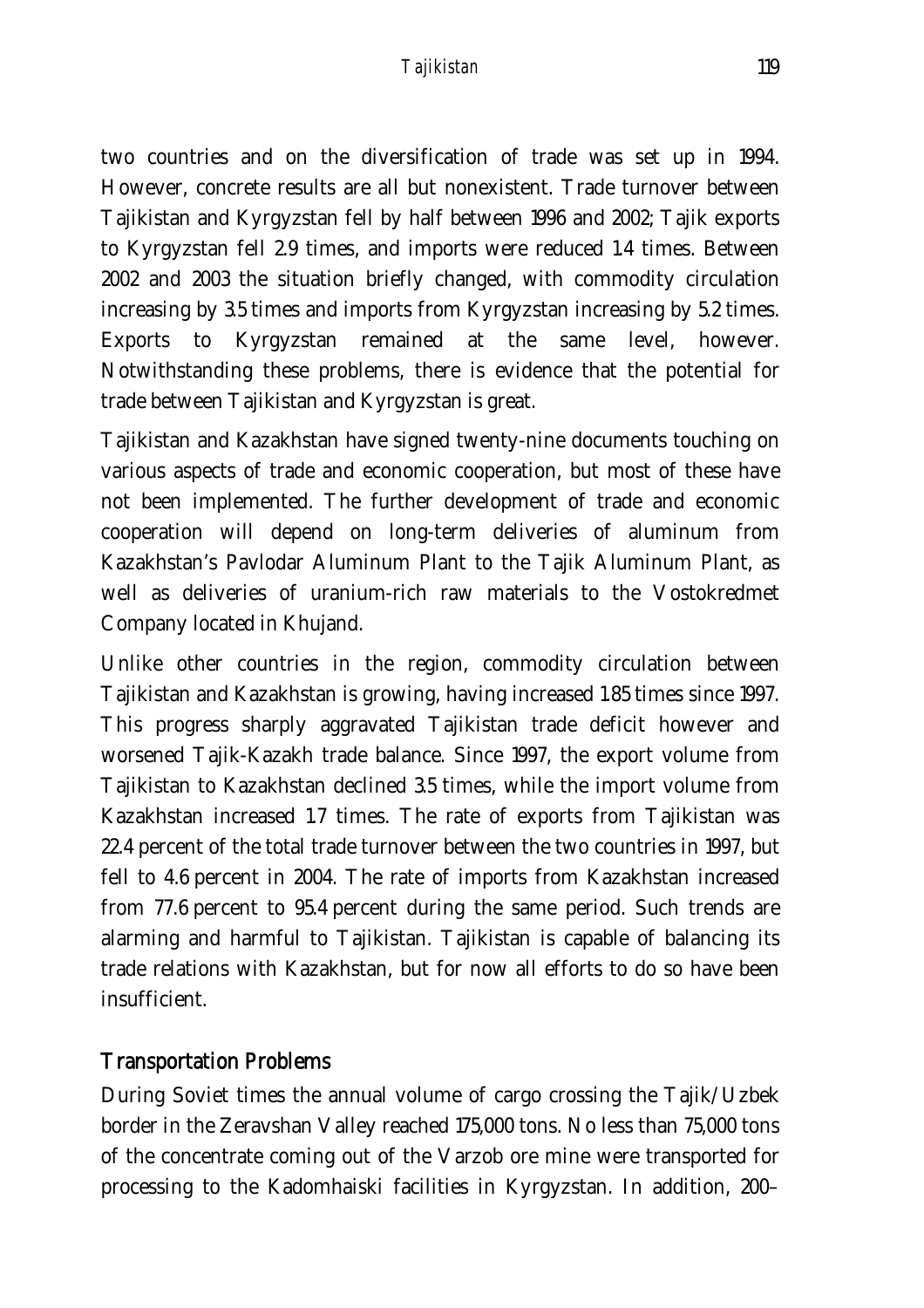two countries and on the diversification of trade was set up in 1994. However, concrete results are all but nonexistent. Trade turnover between Tajikistan and Kyrgyzstan fell by half between 1996 and 2002; Tajik exports to Kyrgyzstan fell 2.9 times, and imports were reduced 1.4 times. Between 2002 and 2003 the situation briefly changed, with commodity circulation increasing by 3.5 times and imports from Kyrgyzstan increasing by 5.2 times. Exports to Kyrgyzstan remained at the same level, however. Notwithstanding these problems, there is evidence that the potential for trade between Tajikistan and Kyrgyzstan is great.

Tajikistan and Kazakhstan have signed twenty-nine documents touching on various aspects of trade and economic cooperation, but most of these have not been implemented. The further development of trade and economic cooperation will depend on long-term deliveries of aluminum from Kazakhstan's Pavlodar Aluminum Plant to the Tajik Aluminum Plant, as well as deliveries of uranium-rich raw materials to the Vostokredmet Company located in Khujand.

Unlike other countries in the region, commodity circulation between Tajikistan and Kazakhstan is growing, having increased 1.85 times since 1997. This progress sharply aggravated Tajikistan trade deficit however and worsened Tajik-Kazakh trade balance. Since 1997, the export volume from Tajikistan to Kazakhstan declined 3.5 times, while the import volume from Kazakhstan increased 1.7 times. The rate of exports from Tajikistan was 22.4 percent of the total trade turnover between the two countries in 1997, but fell to 4.6 percent in 2004. The rate of imports from Kazakhstan increased from 77.6 percent to 95.4 percent during the same period. Such trends are alarming and harmful to Tajikistan. Tajikistan is capable of balancing its trade relations with Kazakhstan, but for now all efforts to do so have been insufficient.

## Transportation Problems

During Soviet times the annual volume of cargo crossing the Tajik/Uzbek border in the Zeravshan Valley reached 175,000 tons. No less than 75,000 tons of the concentrate coming out of the Varzob ore mine were transported for processing to the Kadomhaiski facilities in Kyrgyzstan. In addition, 200–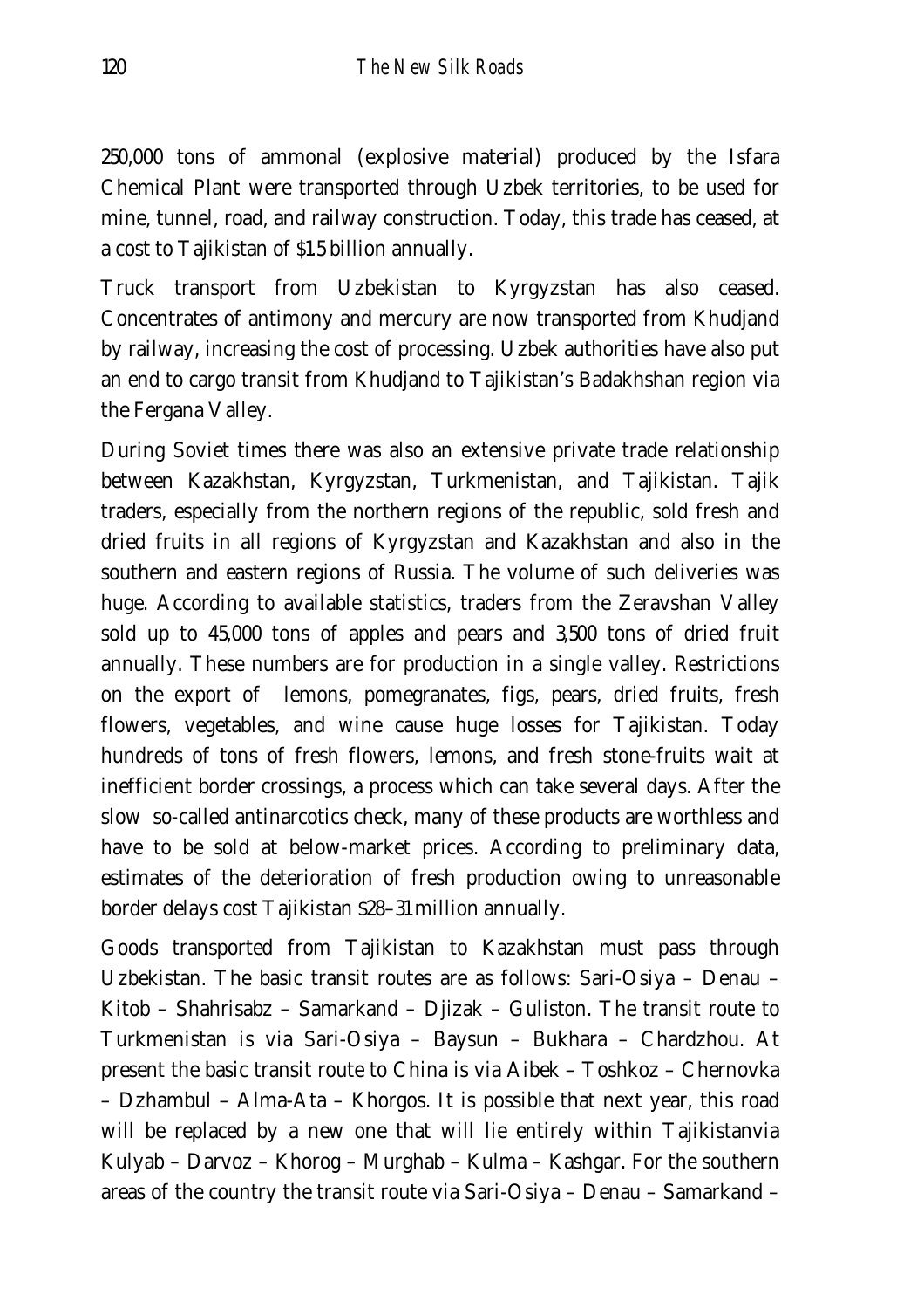250,000 tons of ammonal (explosive material) produced by the Isfara Chemical Plant were transported through Uzbek territories, to be used for mine, tunnel, road, and railway construction. Today, this trade has ceased, at a cost to Tajikistan of $1.5 billion annually.

Truck transport from Uzbekistan to Kyrgyzstan has also ceased. Concentrates of antimony and mercury are now transported from Khudjand by railway, increasing the cost of processing. Uzbek authorities have also put an end to cargo transit from Khudjand to Tajikistan's Badakhshan region via the Fergana Valley.

During Soviet times there was also an extensive private trade relationship between Kazakhstan, Kyrgyzstan, Turkmenistan, and Tajikistan. Tajik traders, especially from the northern regions of the republic, sold fresh and dried fruits in all regions of Kyrgyzstan and Kazakhstan and also in the southern and eastern regions of Russia. The volume of such deliveries was huge. According to available statistics, traders from the Zeravshan Valley sold up to 45,000 tons of apples and pears and 3,500 tons of dried fruit annually. These numbers are for production in a single valley. Restrictions on the export of lemons, pomegranates, figs, pears, dried fruits, fresh flowers, vegetables, and wine cause huge losses for Tajikistan. Today hundreds of tons of fresh flowers, lemons, and fresh stone-fruits wait at inefficient border crossings, a process which can take several days. After the slow so-called antinarcotics check, many of these products are worthless and have to be sold at below-market prices. According to preliminary data, estimates of the deterioration of fresh production owing to unreasonable border delays cost Tajikistan $28–31 million annually.

Goods transported from Tajikistan to Kazakhstan must pass through Uzbekistan. The basic transit routes are as follows: Sari-Osiya – Denau – Kitob – Shahrisabz – Samarkand – Djizak – Guliston. The transit route to Turkmenistan is via Sari-Osiya – Baysun – Bukhara – Chardzhou. At present the basic transit route to China is via Aibek – Toshkoz – Chernovka – Dzhambul – Alma-Ata – Khorgos. It is possible that next year, this road will be replaced by a new one that will lie entirely within Tajikistanvia Kulyab – Darvoz – Khorog – Murghab – Kulma – Kashgar. For the southern areas of the country the transit route via Sari-Osiya – Denau – Samarkand –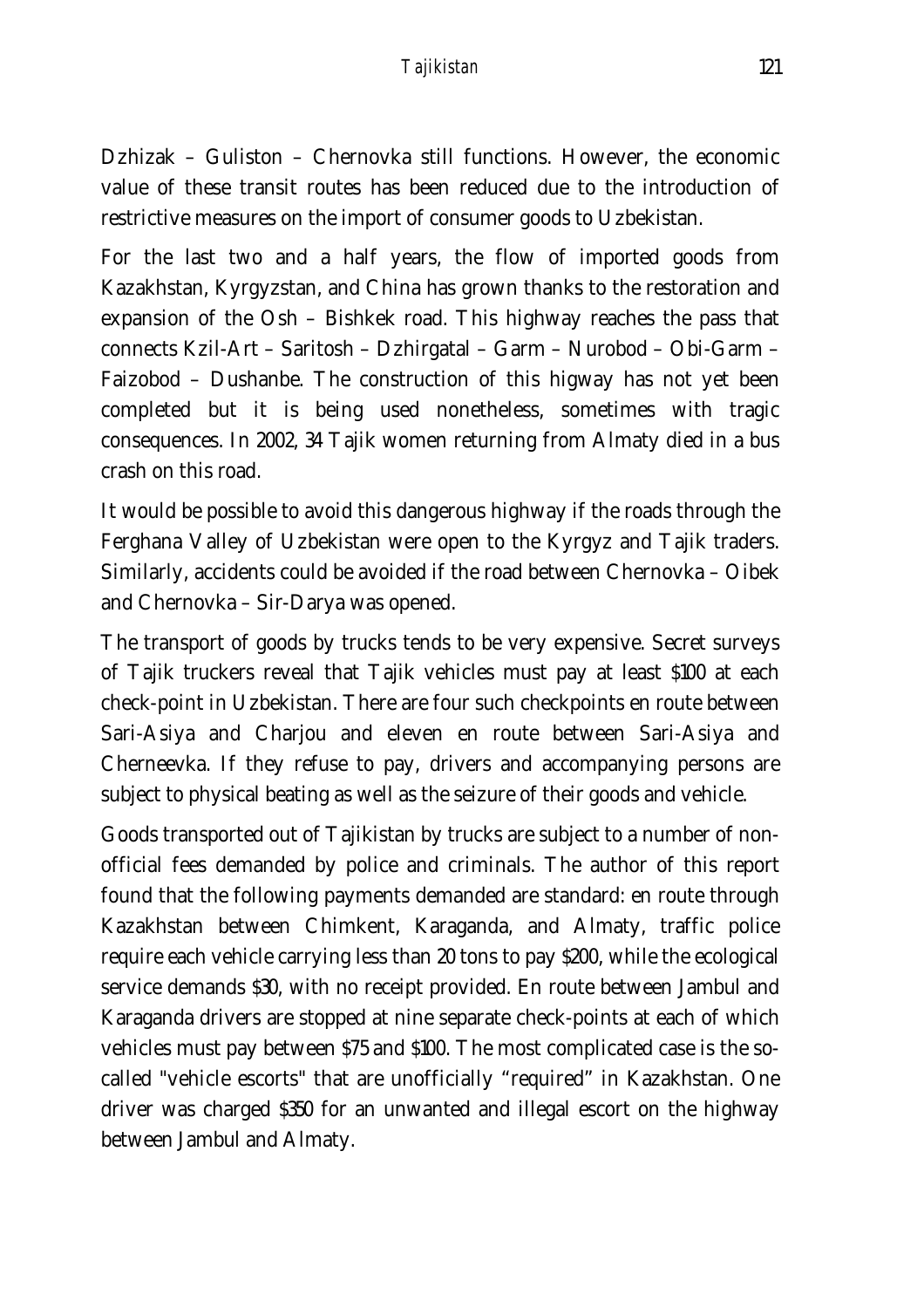Dzhizak – Guliston – Chernovka still functions. However, the economic value of these transit routes has been reduced due to the introduction of restrictive measures on the import of consumer goods to Uzbekistan.

For the last two and a half years, the flow of imported goods from Kazakhstan, Kyrgyzstan, and China has grown thanks to the restoration and expansion of the Osh – Bishkek road. This highway reaches the pass that connects Kzil-Art – Saritosh – Dzhirgatal – Garm – Nurobod – Obi-Garm – Faizobod – Dushanbe. The construction of this higway has not yet been completed but it is being used nonetheless, sometimes with tragic consequences. In 2002, 34 Tajik women returning from Almaty died in a bus crash on this road.

It would be possible to avoid this dangerous highway if the roads through the Ferghana Valley of Uzbekistan were open to the Kyrgyz and Tajik traders. Similarly, accidents could be avoided if the road between Chernovka – Oibek and Chernovka – Sir-Darya was opened.

The transport of goods by trucks tends to be very expensive. Secret surveys of Tajik truckers reveal that Tajik vehicles must pay at least $100 at each check-point in Uzbekistan. There are four such checkpoints en route between Sari-Asiya and Charjou and eleven en route between Sari-Asiya and Cherneevka. If they refuse to pay, drivers and accompanying persons are subject to physical beating as well as the seizure of their goods and vehicle.

Goods transported out of Tajikistan by trucks are subject to a number of non-official fees demanded by police and criminals. The author of this report found that the following payments demanded are standard: en route through Kazakhstan between Chimkent, Karaganda, and Almaty, traffic police require each vehicle carrying less than 20 tons to pay $200, while the ecological service demands $30, with no receipt provided. En route between Jambul and Karaganda drivers are stopped at nine separate check-points at each of which vehicles must pay between $75 and $100. The most complicated case is the so-called "vehicle escorts" that are unofficially "required" in Kazakhstan. One driver was charged $350 for an unwanted and illegal escort on the highway between Jambul and Almaty.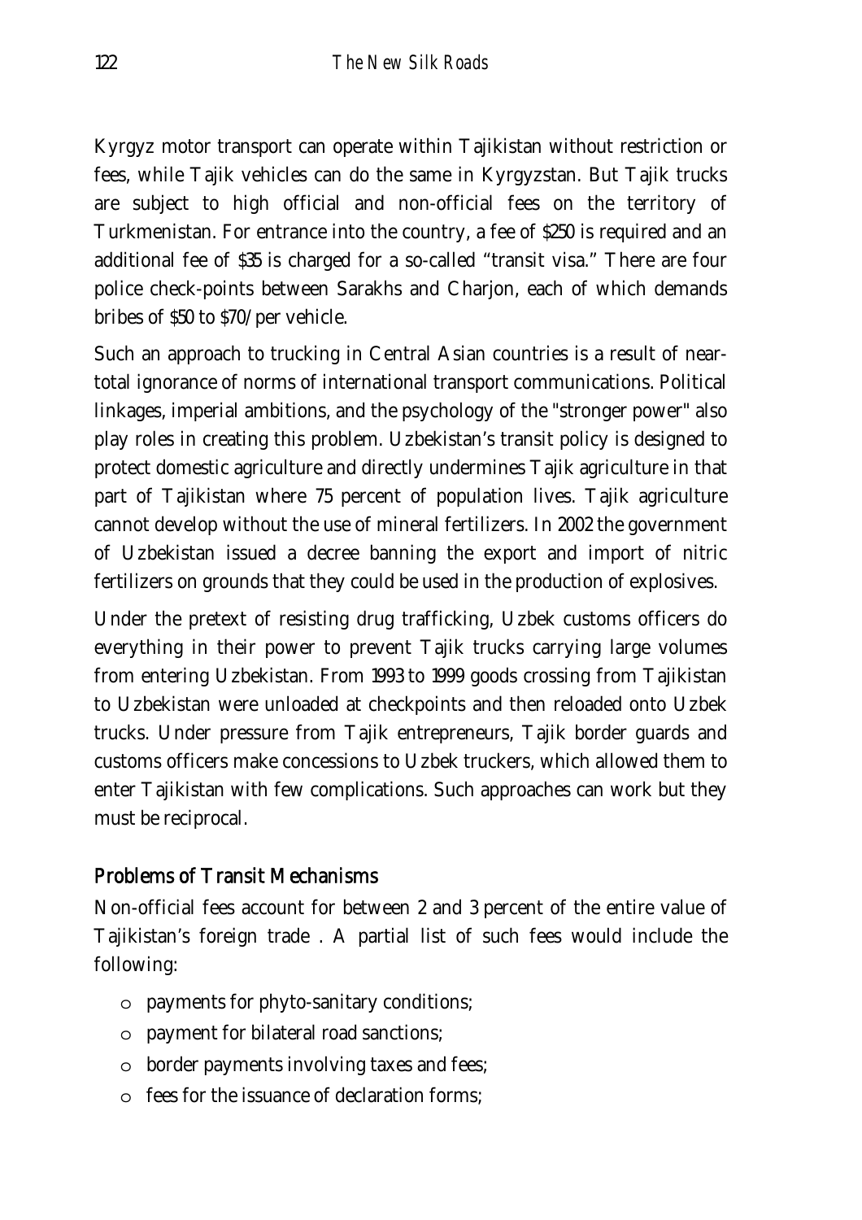Kyrgyz motor transport can operate within Tajikistan without restriction or fees, while Tajik vehicles can do the same in Kyrgyzstan. But Tajik trucks are subject to high official and non-official fees on the territory of Turkmenistan. For entrance into the country, a fee of $250 is required and an additional fee of $35 is charged for a so-called "transit visa." There are four police check-points between Sarakhs and Charjon, each of which demands bribes of $50 to $70/per vehicle.

Such an approach to trucking in Central Asian countries is a result of near-total ignorance of norms of international transport communications. Political linkages, imperial ambitions, and the psychology of the "stronger power" also play roles in creating this problem. Uzbekistan's transit policy is designed to protect domestic agriculture and directly undermines Tajik agriculture in that part of Tajikistan where 75 percent of population lives. Tajik agriculture cannot develop without the use of mineral fertilizers. In 2002 the government of Uzbekistan issued a decree banning the export and import of nitric fertilizers on grounds that they could be used in the production of explosives.

Under the pretext of resisting drug trafficking, Uzbek customs officers do everything in their power to prevent Tajik trucks carrying large volumes from entering Uzbekistan. From 1993 to 1999 goods crossing from Tajikistan to Uzbekistan were unloaded at checkpoints and then reloaded onto Uzbek trucks. Under pressure from Tajik entrepreneurs, Tajik border guards and customs officers make concessions to Uzbek truckers, which allowed them to enter Tajikistan with few complications. Such approaches can work but they must be reciprocal.

## Problems of Transit Mechanisms

Non-official fees account for between 2 and 3 percent of the entire value of Tajikistan's foreign trade . A partial list of such fees would include the following:

- payments for phyto-sanitary conditions;
- payment for bilateral road sanctions;
- border payments involving taxes and fees;
- fees for the issuance of declaration forms;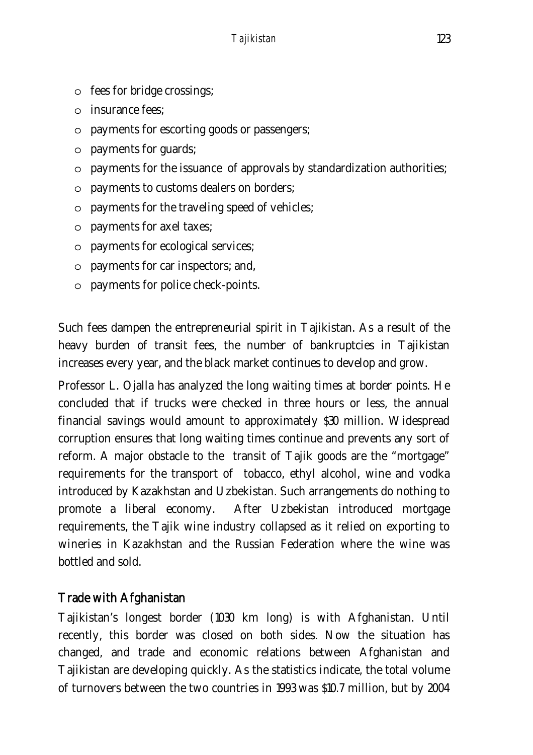- fees for bridge crossings;
- insurance fees;
- payments for escorting goods or passengers;
- payments for guards;
- payments for the issuance of approvals by standardization authorities;
- payments to customs dealers on borders;
- payments for the traveling speed of vehicles;
- payments for axel taxes;
- payments for ecological services;
- payments for car inspectors; and,
- payments for police check-points.

Such fees dampen the entrepreneurial spirit in Tajikistan. As a result of the heavy burden of transit fees, the number of bankruptcies in Tajikistan increases every year, and the black market continues to develop and grow.

Professor L. Ojalla has analyzed the long waiting times at border points. He concluded that if trucks were checked in three hours or less, the annual financial savings would amount to approximately $30 million. Widespread corruption ensures that long waiting times continue and prevents any sort of reform. A major obstacle to the transit of Tajik goods are the "mortgage" requirements for the transport of tobacco, ethyl alcohol, wine and vodka introduced by Kazakhstan and Uzbekistan. Such arrangements do nothing to promote a liberal economy. After Uzbekistan introduced mortgage requirements, the Tajik wine industry collapsed as it relied on exporting to wineries in Kazakhstan and the Russian Federation where the wine was bottled and sold.

## Trade with Afghanistan

Tajikistan's longest border (1030 km long) is with Afghanistan. Until recently, this border was closed on both sides. Now the situation has changed, and trade and economic relations between Afghanistan and Tajikistan are developing quickly. As the statistics indicate, the total volume of turnovers between the two countries in 1993 was $10.7 million, but by 2004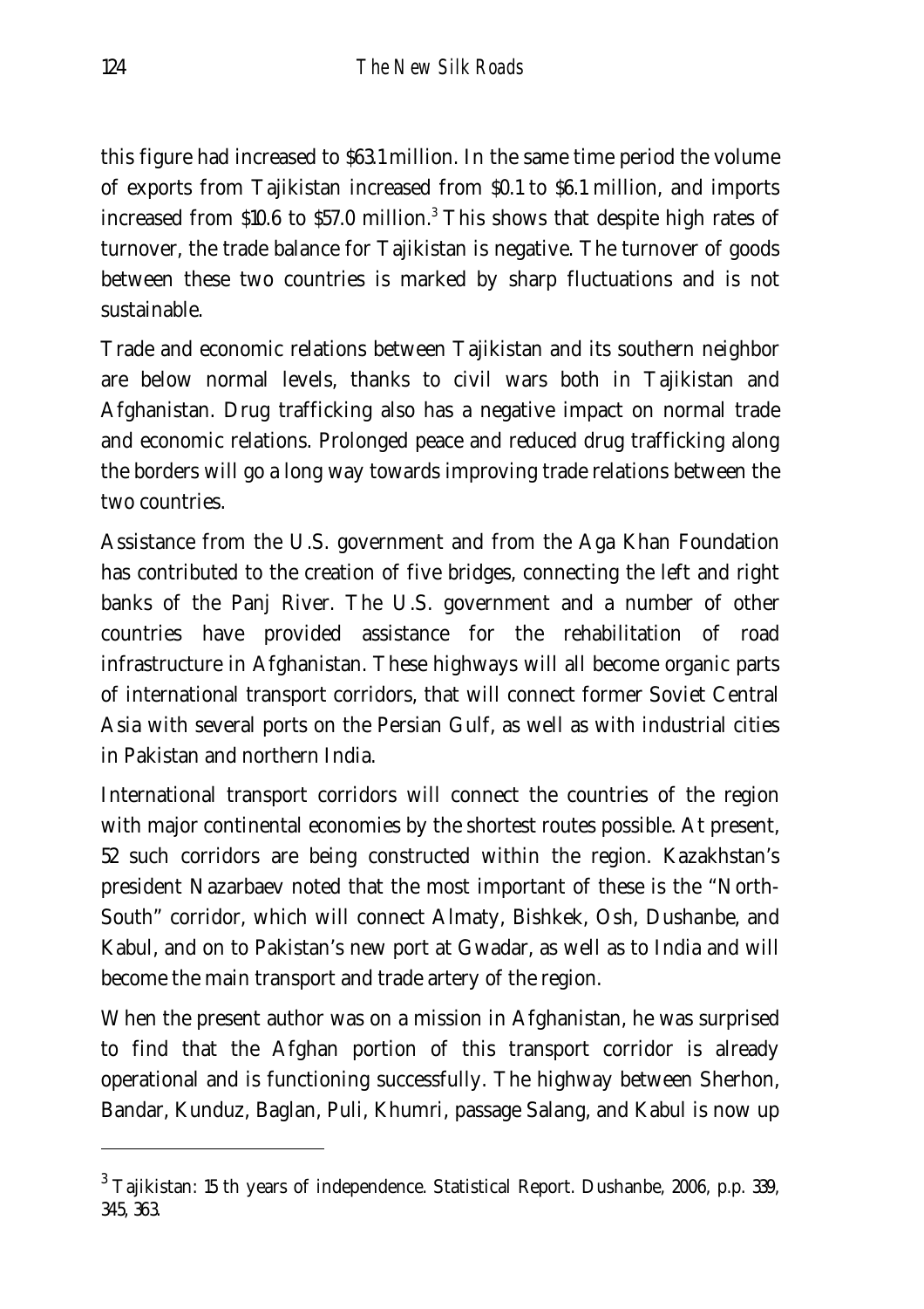this figure had increased to $63.1 million. In the same time period the volume of exports from Tajikistan increased from $0.1 to $6.1 million, and imports increased from $10.6 to $57.0 million.[3] This shows that despite high rates of turnover, the trade balance for Tajikistan is negative. The turnover of goods between these two countries is marked by sharp fluctuations and is not sustainable.

Trade and economic relations between Tajikistan and its southern neighbor are below normal levels, thanks to civil wars both in Tajikistan and Afghanistan. Drug trafficking also has a negative impact on normal trade and economic relations. Prolonged peace and reduced drug trafficking along the borders will go a long way towards improving trade relations between the two countries.

Assistance from the U.S. government and from the Aga Khan Foundation has contributed to the creation of five bridges, connecting the left and right banks of the Panj River. The U.S. government and a number of other countries have provided assistance for the rehabilitation of road infrastructure in Afghanistan. These highways will all become organic parts of international transport corridors, that will connect former Soviet Central Asia with several ports on the Persian Gulf, as well as with industrial cities in Pakistan and northern India.

International transport corridors will connect the countries of the region with major continental economies by the shortest routes possible. At present, 52 such corridors are being constructed within the region. Kazakhstan's president Nazarbaev noted that the most important of these is the "North-South" corridor, which will connect Almaty, Bishkek, Osh, Dushanbe, and Kabul, and on to Pakistan's new port at Gwadar, as well as to India and will become the main transport and trade artery of the region.

When the present author was on a mission in Afghanistan, he was surprised to find that the Afghan portion of this transport corridor is already operational and is functioning successfully. The highway between Sherhon, Bandar, Kunduz, Baglan, Puli, Khumri, passage Salang, and Kabul is now up

---

[3] Tajikistan: 15 th years of independence. Statistical Report. Dushanbe, 2006, p.p. 339, 345, 363.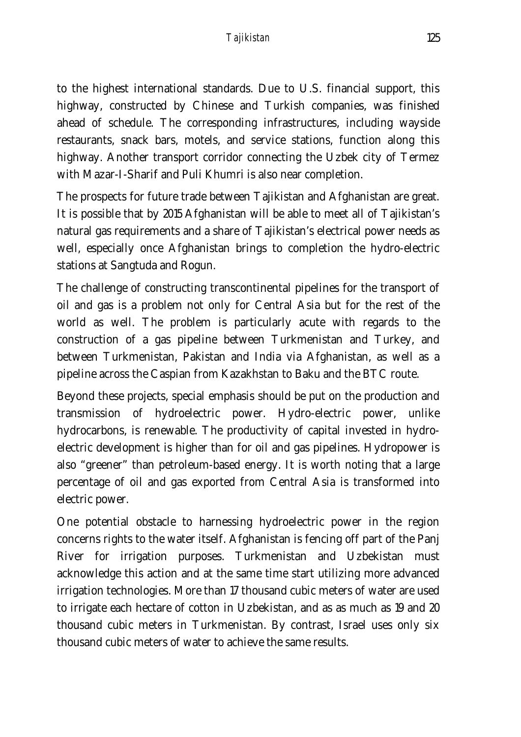to the highest international standards. Due to U.S. financial support, this highway, constructed by Chinese and Turkish companies, was finished ahead of schedule. The corresponding infrastructures, including wayside restaurants, snack bars, motels, and service stations, function along this highway. Another transport corridor connecting the Uzbek city of Termez with Mazar-I-Sharif and Puli Khumri is also near completion.

The prospects for future trade between Tajikistan and Afghanistan are great. It is possible that by 2015 Afghanistan will be able to meet all of Tajikistan's natural gas requirements and a share of Tajikistan's electrical power needs as well, especially once Afghanistan brings to completion the hydro-electric stations at Sangtuda and Rogun.

The challenge of constructing transcontinental pipelines for the transport of oil and gas is a problem not only for Central Asia but for the rest of the world as well. The problem is particularly acute with regards to the construction of a gas pipeline between Turkmenistan and Turkey, and between Turkmenistan, Pakistan and India via Afghanistan, as well as a pipeline across the Caspian from Kazakhstan to Baku and the BTC route.

Beyond these projects, special emphasis should be put on the production and transmission of hydroelectric power. Hydro-electric power, unlike hydrocarbons, is renewable. The productivity of capital invested in hydro-electric development is higher than for oil and gas pipelines. Hydropower is also "greener" than petroleum-based energy. It is worth noting that a large percentage of oil and gas exported from Central Asia is transformed into electric power.

One potential obstacle to harnessing hydroelectric power in the region concerns rights to the water itself. Afghanistan is fencing off part of the Panj River for irrigation purposes. Turkmenistan and Uzbekistan must acknowledge this action and at the same time start utilizing more advanced irrigation technologies. More than 17 thousand cubic meters of water are used to irrigate each hectare of cotton in Uzbekistan, and as as much as 19 and 20 thousand cubic meters in Turkmenistan. By contrast, Israel uses only six thousand cubic meters of water to achieve the same results.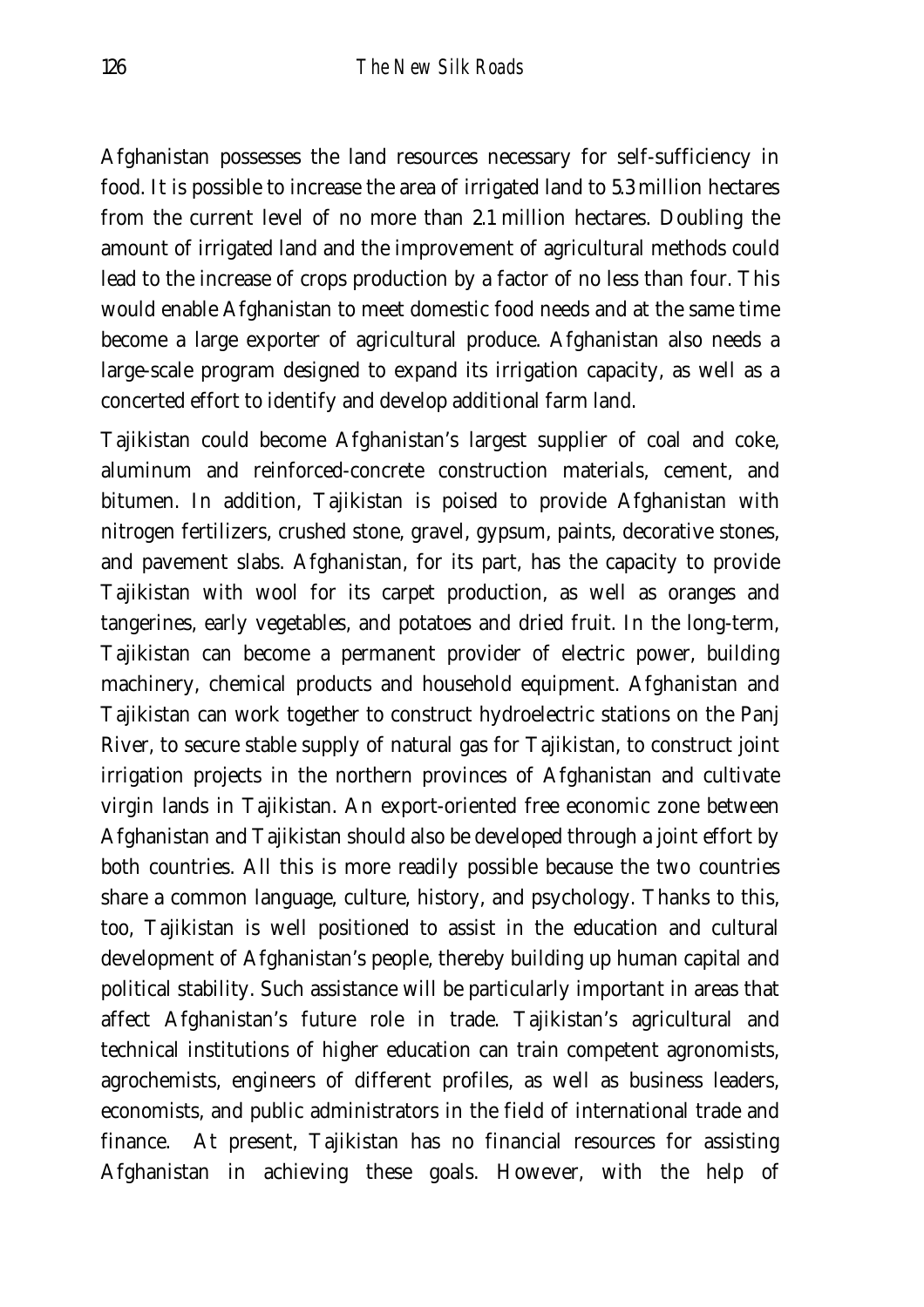Afghanistan possesses the land resources necessary for self-sufficiency in food. It is possible to increase the area of irrigated land to 5.3 million hectares from the current level of no more than 2.1 million hectares. Doubling the amount of irrigated land and the improvement of agricultural methods could lead to the increase of crops production by a factor of no less than four. This would enable Afghanistan to meet domestic food needs and at the same time become a large exporter of agricultural produce. Afghanistan also needs a large-scale program designed to expand its irrigation capacity, as well as a concerted effort to identify and develop additional farm land.

Tajikistan could become Afghanistan's largest supplier of coal and coke, aluminum and reinforced-concrete construction materials, cement, and bitumen. In addition, Tajikistan is poised to provide Afghanistan with nitrogen fertilizers, crushed stone, gravel, gypsum, paints, decorative stones, and pavement slabs. Afghanistan, for its part, has the capacity to provide Tajikistan with wool for its carpet production, as well as oranges and tangerines, early vegetables, and potatoes and dried fruit. In the long-term, Tajikistan can become a permanent provider of electric power, building machinery, chemical products and household equipment. Afghanistan and Tajikistan can work together to construct hydroelectric stations on the Panj River, to secure stable supply of natural gas for Tajikistan, to construct joint irrigation projects in the northern provinces of Afghanistan and cultivate virgin lands in Tajikistan. An export-oriented free economic zone between Afghanistan and Tajikistan should also be developed through a joint effort by both countries. All this is more readily possible because the two countries share a common language, culture, history, and psychology. Thanks to this, too, Tajikistan is well positioned to assist in the education and cultural development of Afghanistan's people, thereby building up human capital and political stability. Such assistance will be particularly important in areas that affect Afghanistan's future role in trade. Tajikistan's agricultural and technical institutions of higher education can train competent agronomists, agrochemists, engineers of different profiles, as well as business leaders, economists, and public administrators in the field of international trade and finance. At present, Tajikistan has no financial resources for assisting Afghanistan in achieving these goals. However, with the help of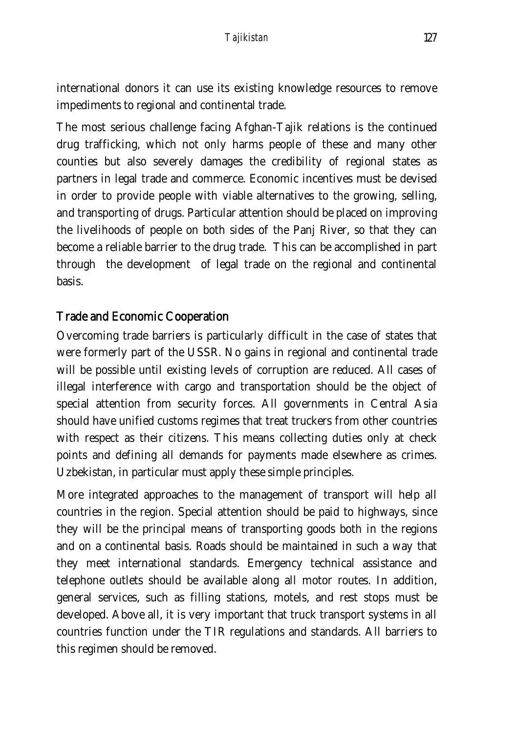international donors it can use its existing knowledge resources to remove impediments to regional and continental trade.

The most serious challenge facing Afghan-Tajik relations is the continued drug trafficking, which not only harms people of these and many other counties but also severely damages the credibility of regional states as partners in legal trade and commerce. Economic incentives must be devised in order to provide people with viable alternatives to the growing, selling, and transporting of drugs. Particular attention should be placed on improving the livelihoods of people on both sides of the Panj River, so that they can become a reliable barrier to the drug trade. This can be accomplished in part through the development of legal trade on the regional and continental basis.

## Trade and Economic Cooperation

Overcoming trade barriers is particularly difficult in the case of states that were formerly part of the USSR. No gains in regional and continental trade will be possible until existing levels of corruption are reduced. All cases of illegal interference with cargo and transportation should be the object of special attention from security forces. All governments in Central Asia should have unified customs regimes that treat truckers from other countries with respect as their citizens. This means collecting duties only at check points and defining all demands for payments made elsewhere as crimes. Uzbekistan, in particular must apply these simple principles.

More integrated approaches to the management of transport will help all countries in the region. Special attention should be paid to highways, since they will be the principal means of transporting goods both in the regions and on a continental basis. Roads should be maintained in such a way that they meet international standards. Emergency technical assistance and telephone outlets should be available along all motor routes. In addition, general services, such as filling stations, motels, and rest stops must be developed. Above all, it is very important that truck transport systems in all countries function under the TIR regulations and standards. All barriers to this regimen should be removed.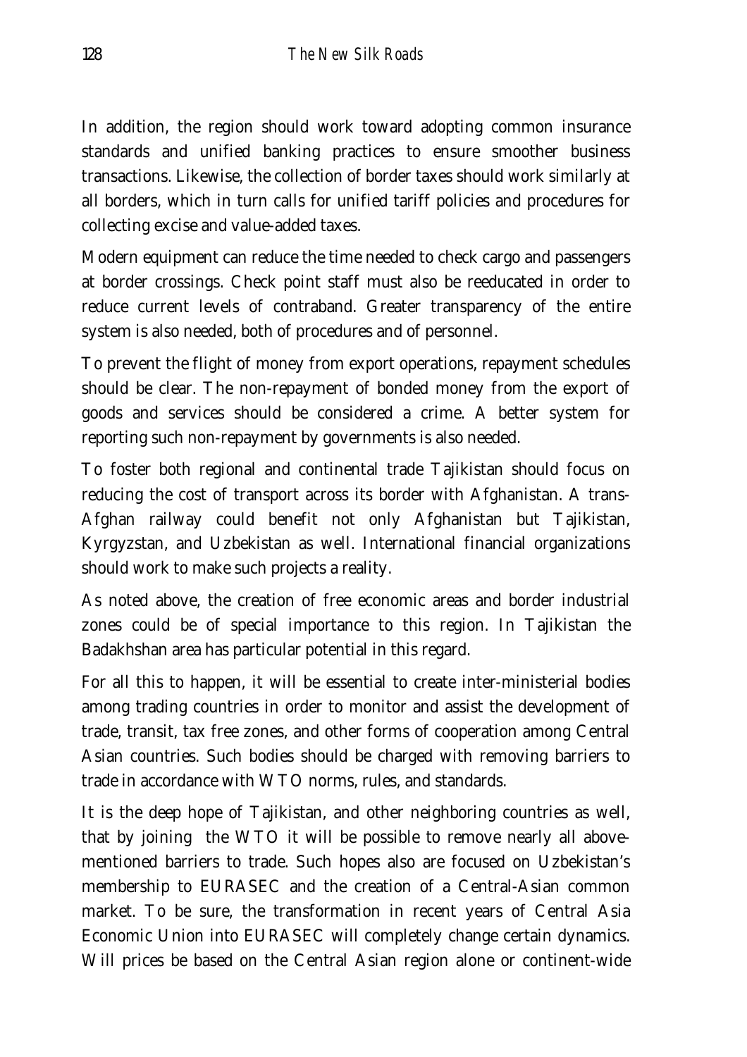In addition, the region should work toward adopting common insurance standards and unified banking practices to ensure smoother business transactions. Likewise, the collection of border taxes should work similarly at all borders, which in turn calls for unified tariff policies and procedures for collecting excise and value-added taxes.

Modern equipment can reduce the time needed to check cargo and passengers at border crossings. Check point staff must also be reeducated in order to reduce current levels of contraband. Greater transparency of the entire system is also needed, both of procedures and of personnel.

To prevent the flight of money from export operations, repayment schedules should be clear. The non-repayment of bonded money from the export of goods and services should be considered a crime. A better system for reporting such non-repayment by governments is also needed.

To foster both regional and continental trade Tajikistan should focus on reducing the cost of transport across its border with Afghanistan. A trans-Afghan railway could benefit not only Afghanistan but Tajikistan, Kyrgyzstan, and Uzbekistan as well. International financial organizations should work to make such projects a reality.

As noted above, the creation of free economic areas and border industrial zones could be of special importance to this region. In Tajikistan the Badakhshan area has particular potential in this regard.

For all this to happen, it will be essential to create inter-ministerial bodies among trading countries in order to monitor and assist the development of trade, transit, tax free zones, and other forms of cooperation among Central Asian countries. Such bodies should be charged with removing barriers to trade in accordance with WTO norms, rules, and standards.

It is the deep hope of Tajikistan, and other neighboring countries as well, that by joining the WTO it will be possible to remove nearly all above-mentioned barriers to trade. Such hopes also are focused on Uzbekistan's membership to EURASEC and the creation of a Central-Asian common market. To be sure, the transformation in recent years of Central Asia Economic Union into EURASEC will completely change certain dynamics. Will prices be based on the Central Asian region alone or continent-wide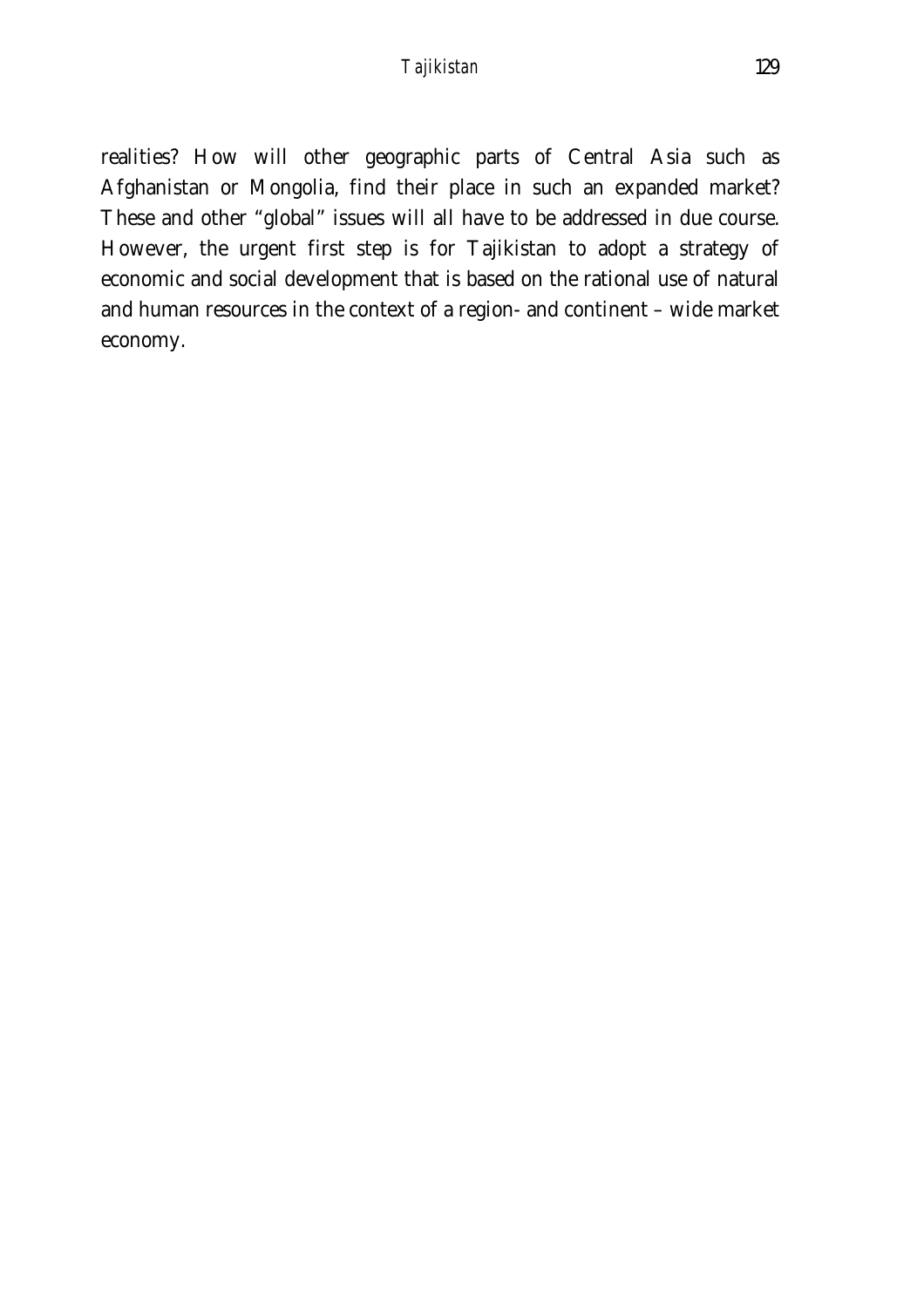realities? How will other geographic parts of Central Asia such as Afghanistan or Mongolia, find their place in such an expanded market? These and other "global" issues will all have to be addressed in due course. However, the urgent first step is for Tajikistan to adopt a strategy of economic and social development that is based on the rational use of natural and human resources in the context of a region- and continent – wide market economy.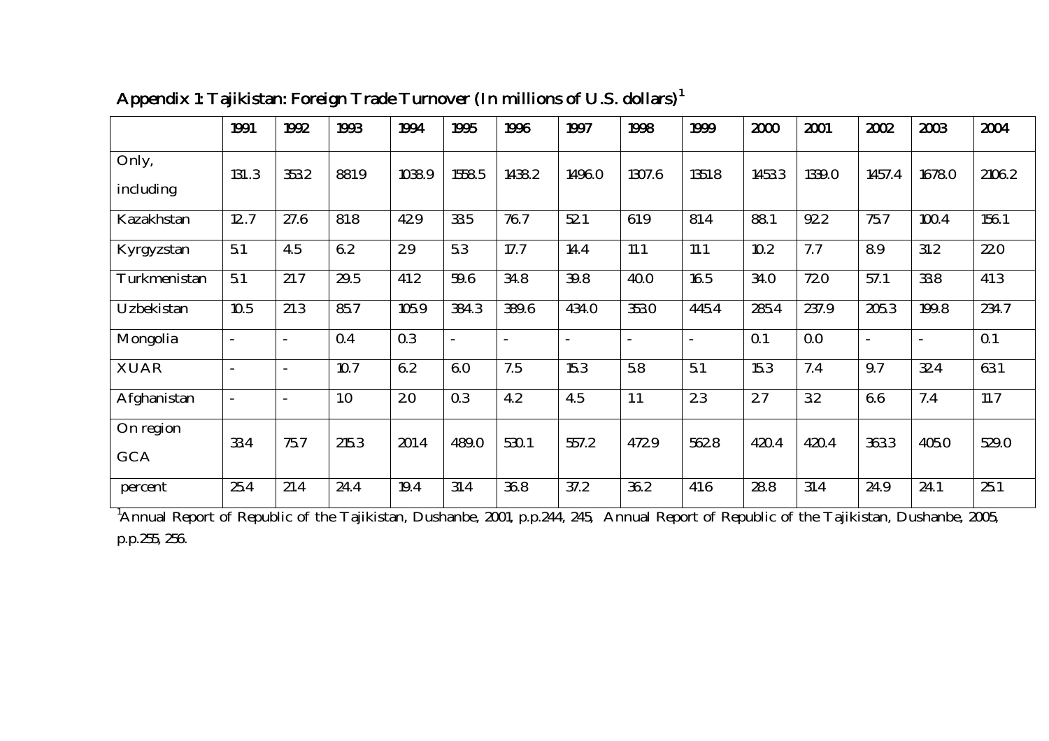## Appendix 1: Tajikistan: Foreign Trade Turnover (In millions of U.S. dollars)[1]

| | 1991 | 1992 | 1993 | 1994 | 1995 | 1996 | 1997 | 1998 | 1999 | 2000 | 2001 | 2002 | 2003 | 2004 |
|---|---|---|---|---|---|---|---|---|---|---|---|---|---|---|
| Only, including | 131..3 | 353.2 | 881.9 | 1038.9 | 1558.5 | 1438.2 | 1496.0 | 1307.6 | 1351.8 | 1453.3 | 1339.0 | 1457.4 | 1678.0 | 2106.2 |
| Kazakhstan | 12..7 | 27.6 | 81.8 | 42.9 | 33.5 | 76.7 | 52.1 | 61.9 | 81.4 | 88.1 | 92.2 | 75.7 | 100.4 | 156.1 |
| Kyrgyzstan | 5.1 | 4.5 | 6.2 | 2.9 | 5.3 | 17.7 | 14.4 | 11.1 | 11.1 | 10.2 | 7.7 | 8.9 | 31.2 | 22.0 |
| Turkmenistan | 5.1 | 21.7 | 29.5 | 41.2 | 59.6 | 34.8 | 39.8 | 40.0 | 16.5 | 34.0 | 72.0 | 57.1 | 33.8 | 41.3 |
| Uzbekistan | 10.5 | 21.3 | 85.7 | 105.9 | 384.3 | 389.6 | 434.0 | 353.0 | 445.4 | 285.4 | 237.9 | 205.3 | 199.8 | 234.7 |
| Mongolia | - | - | 0.4 | 0.3 | - | - | - | - | - | 0.1 | 0.0 | - | - | 0.1 |
| XUAR | - | - | 10.7 | 6.2 | 6.0 | 7.5 | 15.3 | 5.8 | 5.1 | 15.3 | 7.4 | 9.7 | 32.4 | 63.1 |
| Afghanistan | - | - | 1.0 | 2.0 | 0.3 | 4.2 | 4.5 | 1.1 | 2.3 | 2.7 | 3.2 | 6.6 | 7.4 | 11.7 |
| On region GCA | 33.4 | 75.7 | 215.3 | 201.4 | 489.0 | 530.1 | 557.2 | 472.9 | 562.8 | 420.4 | 420.4 | 363.3 | 405.0 | 529.0 |
| percent | 25.4 | 21.4 | 24.4 | 19.4 | 31.4 | 36.8 | 37.2 | 36.2 | 41.6 | 28.8 | 31.4 | 24.9 | 24.1 | 25.1 |

[1] Annual Report of Republic of the Tajikistan, Dushanbe, 2001, p.p.244, 245, Annual Report of Republic of the Tajikistan, Dushanbe, 2005, p.p.255, 256.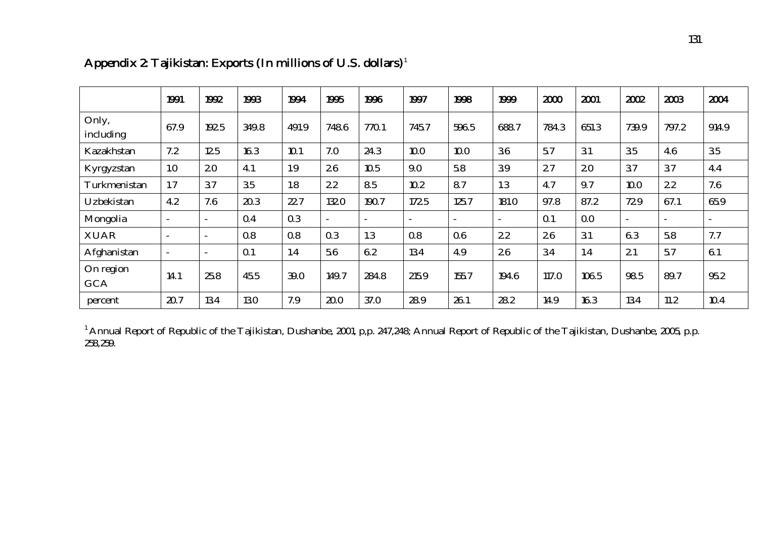## Appendix 2: Tajikistan: Exports (In millions of U.S. dollars)[1]

| | 1991 | 1992 | 1993 | 1994 | 1995 | 1996 | 1997 | 1998 | 1999 | 2000 | 2001 | 2002 | 2003 | 2004 |
|---|---|---|---|---|---|---|---|---|---|---|---|---|---|---|
| Only, including | 67.9 | 192.5 | 349.8 | 491.9 | 748.6 | 770.1 | 745.7 | 596.5 | 688.7 | 784.3 | 651.3 | 739.9 | 797.2 | 914.9 |
| Kazakhstan | 7.2 | 12.5 | 16.3 | 10.1 | 7.0 | 24.3 | 10.0 | 10.0 | 3.6 | 5.7 | 3.1 | 3.5 | 4.6 | 3.5 |
| Kyrgyzstan | 1.0 | 2.0 | 4.1 | 1.9 | 2.6 | 10.5 | 9.0 | 5.8 | 3.9 | 2.7 | 2.0 | 3.7 | 3.7 | 4.4 |
| Turkmenistan | 1.7 | 3.7 | 3.5 | 1.8 | 2.2 | 8.5 | 10.2 | 8.7 | 1.3 | 4.7 | 9.7 | 10.0 | 2.2 | 7.6 |
| Uzbekistan | 4.2 | 7.6 | 20.3 | 22.7 | 132.0 | 190.7 | 172.5 | 125.7 | 181.0 | 97.8 | 87.2 | 72.9 | 67.1 | 65.9 |
| Mongolia | - | - | 0.4 | 0.3 | - | - | - | - | - | 0.1 | 0.0 | - | - | - |
| XUAR | - | - | 0.8 | 0.8 | 0.3 | 1.3 | 0.8 | 0.6 | 2.2 | 2.6 | 3.1 | 6.3 | 5.8 | 7.7 |
| Afghanistan | - | - | 0.1 | 1.4 | 5.6 | 6.2 | 13.4 | 4.9 | 2.6 | 3.4 | 1.4 | 2.1 | 5.7 | 6.1 |
| On region GCA | 14.1 | 25.8 | 45.5 | 39.0 | 149.7 | 284.8 | 215.9 | 155.7 | 194.6 | 117.0 | 106.5 | 98.5 | 89.7 | 95.2 |
| percent | 20.7 | 13.4 | 13.0 | 7.9 | 20.0 | 37.0 | 28.9 | 26.1 | 28.2 | 14.9 | 16.3 | 13.4 | 11.2 | 10.4 |

[1] Annual Report of Republic of the Tajikistan, Dushanbe, 2001, p,p. 247,248; Annual Report of Republic of the Tajikistan, Dushanbe, 2005, p.p. 258,259.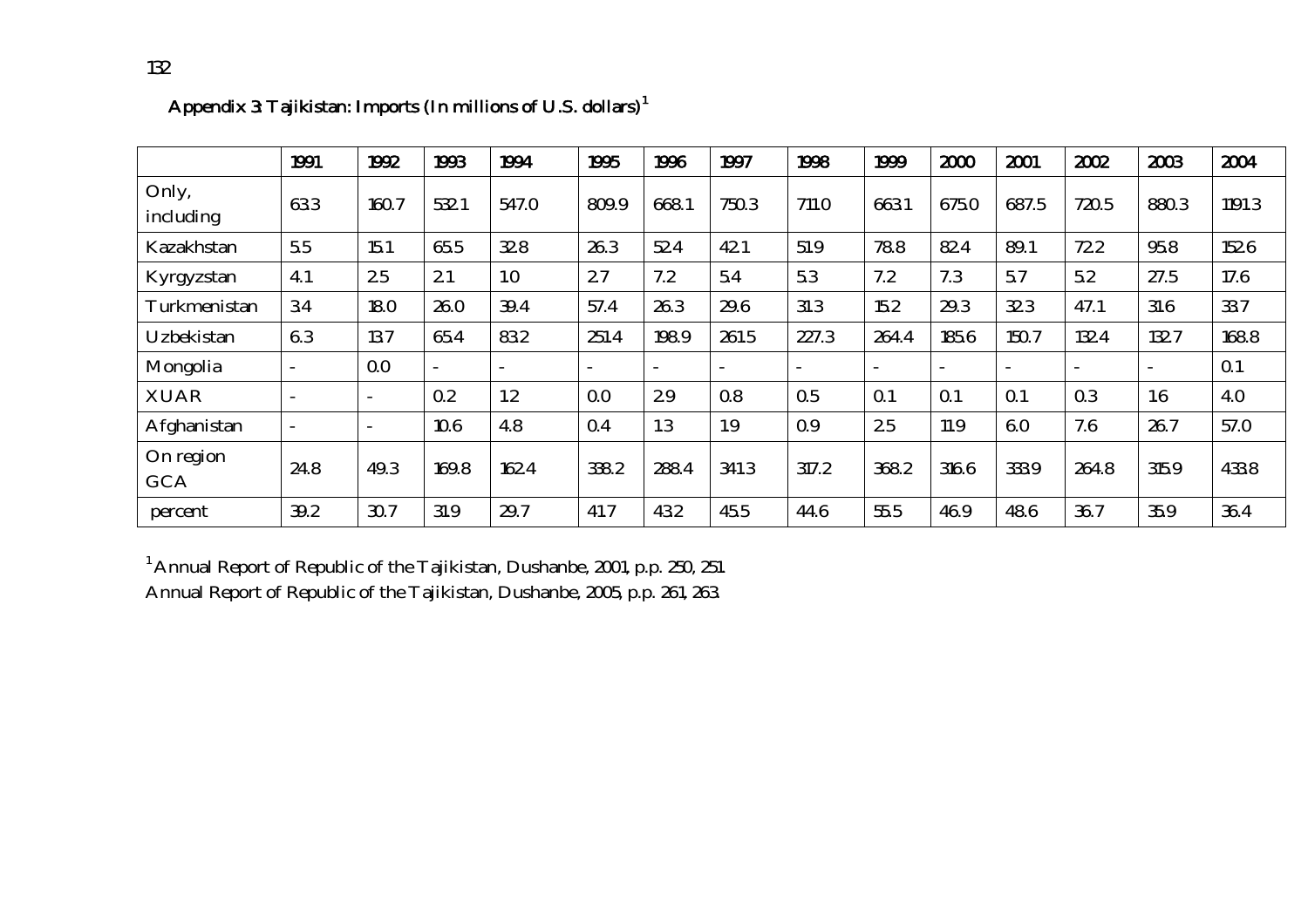**Appendix 3: Tajikistan: Imports (In millions of U.S. dollars)[1]**

| | 1991 | 1992 | 1993 | 1994 | 1995 | 1996 | 1997 | 1998 | 1999 | 2000 | 2001 | 2002 | 2003 | 2004 |
|---|---|---|---|---|---|---|---|---|---|---|---|---|---|---|
| Only, including | 63.3 | 160.7 | 532.1 | 547.0 | 809.9 | 668.1 | 750.3 | 711.0 | 663.1 | 675.0 | 687.5 | 720.5 | 880.3 | 1191.3 |
| Kazakhstan | 5.5 | 15.1 | 65.5 | 32.8 | 26.3 | 52.4 | 42.1 | 51.9 | 78.8 | 82.4 | 89.1 | 72.2 | 95.8 | 152.6 |
| Kyrgyzstan | 4.1 | 2.5 | 2.1 | 1.0 | 2.7 | 7.2 | 5.4 | 5.3 | 7.2 | 7.3 | 5.7 | 5.2 | 27.5 | 17.6 |
| Turkmenistan | 3.4 | 18.0 | 26.0 | 39.4 | 57.4 | 26.3 | 29.6 | 31.3 | 15.2 | 29.3 | 32.3 | 47.1 | 31.6 | 33.7 |
| Uzbekistan | 6.3 | 13.7 | 65.4 | 83.2 | 251.4 | 198.9 | 261.5 | 227.3 | 264.4 | 185.6 | 150.7 | 132.4 | 132.7 | 168.8 |
| Mongolia | - | 0.0 | - | - | - | - | - | - | - | - | - | - | - | 0.1 |
| XUAR | - | - | 0.2 | 1.2 | 0.0 | 2.9 | 0.8 | 0.5 | 0.1 | 0.1 | 0.1 | 0.3 | 1.6 | 4.0 |
| Afghanistan | - | - | 10.6 | 4.8 | 0.4 | 1.3 | 1.9 | 0.9 | 2.5 | 11.9 | 6.0 | 7.6 | 26.7 | 57.0 |
| On region GCA | 24.8 | 49.3 | 169.8 | 162.4 | 338.2 | 288.4 | 341.3 | 317.2 | 368.2 | 316.6 | 333.9 | 264.8 | 315.9 | 433.8 |
| percent | 39.2 | 30.7 | 31.9 | 29.7 | 41.7 | 43.2 | 45.5 | 44.6 | 55.5 | 46.9 | 48.6 | 36.7 | 35.9 | 36.4 |

[1] Annual Report of Republic of the Tajikistan, Dushanbe, 2001, p.p. 250, 251.
Annual Report of Republic of the Tajikistan, Dushanbe, 2005, p.p. 261, 263.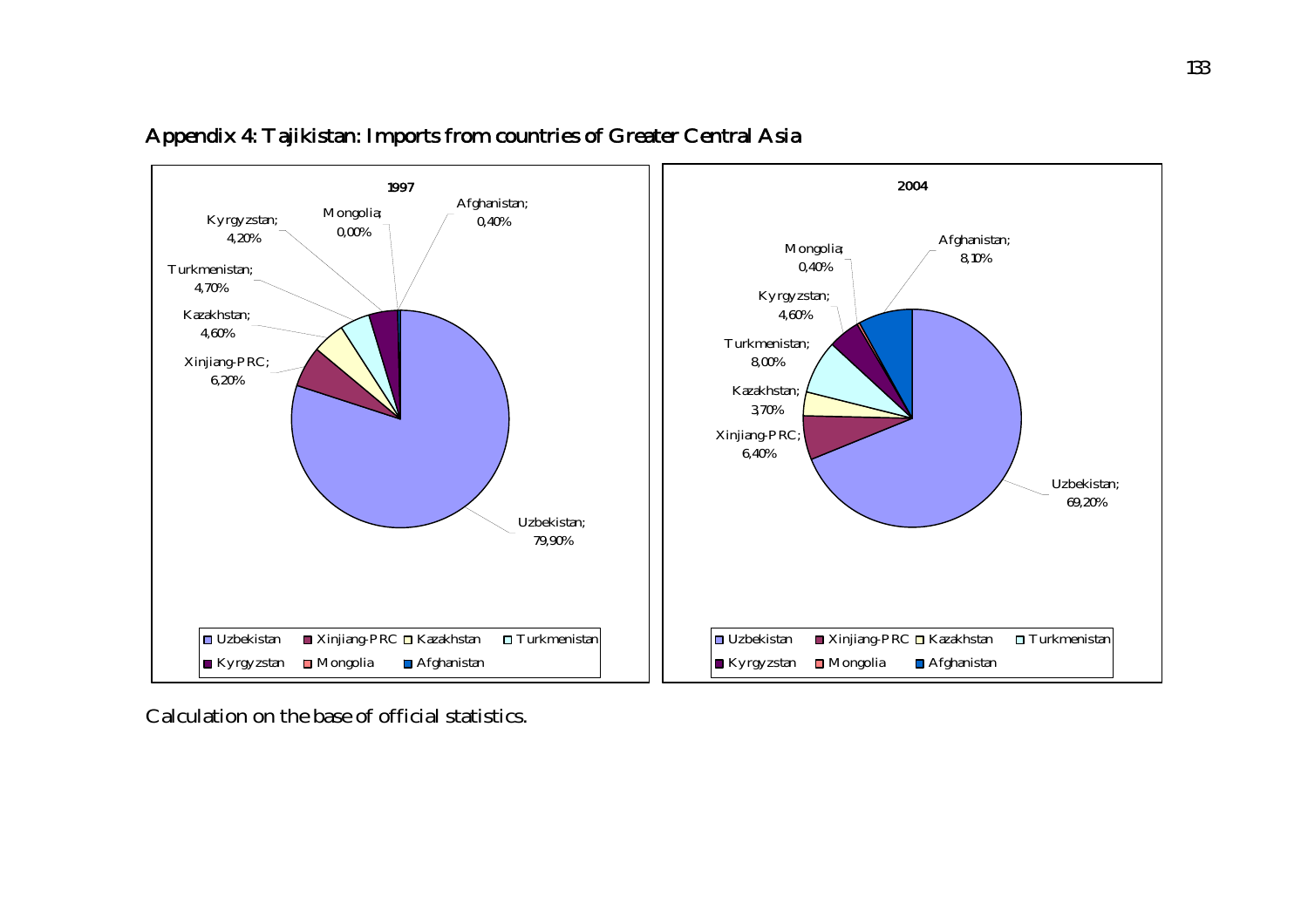## Appendix 4: Tajikistan: Imports from countries of Greater Central Asia

**1997**

| Country | Share |
| --- | --- |
| Uzbekistan | 79,90% |
| Xinjiang-PRC | 6,20% |
| Kazakhstan | 4,60% |
| Turkmenistan | 4,70% |
| Kyrgyzstan | 4,20% |
| Mongolia | 0,00% |
| Afghanistan | 0,40% |

**2004**

| Country | Share |
| --- | --- |
| Uzbekistan | 69,20% |
| Xinjiang-PRC | 6,40% |
| Kazakhstan | 3,70% |
| Turkmenistan | 8,00% |
| Kyrgyzstan | 4,60% |
| Mongolia | 0,40% |
| Afghanistan | 8,10% |

Calculation on the base of official statistics.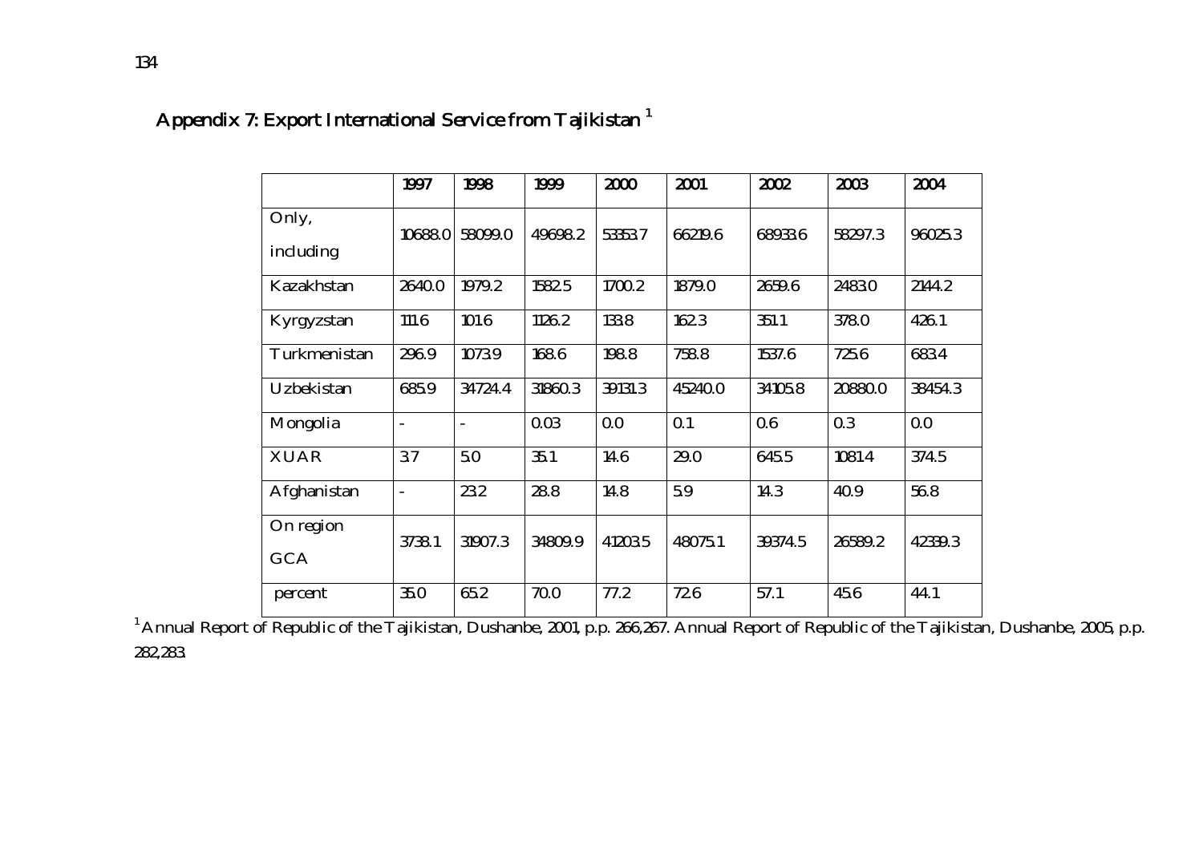## Appendix 7: Export International Service from Tajikistan [1]

| | 1997 | 1998 | 1999 | 2000 | 2001 | 2002 | 2003 | 2004 |
|---|---|---|---|---|---|---|---|---|
| Only, including | 10688.0 | 58099.0 | 49698.2 | 53353.7 | 66219.6 | 68933.6 | 58297.3 | 96025.3 |
| Kazakhstan | 2640.0 | 1979.2 | 1582.5 | 1700.2 | 1879.0 | 2659.6 | 2483.0 | 2144.2 |
| Kyrgyzstan | 111.6 | 101.6 | 1126.2 | 133.8 | 162.3 | 351.1 | 378.0 | 426.1 |
| Turkmenistan | 296.9 | 1073.9 | 168.6 | 198.8 | 758.8 | 1537.6 | 725.6 | 683.4 |
| Uzbekistan | 685.9 | 34724.4 | 31860.3 | 39131.3 | 45240.0 | 34105.8 | 20880.0 | 38454.3 |
| Mongolia | - | - | 0.03 | 0.0 | 0.1 | 0.6 | 0.3 | 0.0 |
| XUAR | 3.7 | 5.0 | 35.1 | 14.6 | 29.0 | 645.5 | 1081.4 | 374.5 |
| Afghanistan | - | 23.2 | 28.8 | 14.8 | 5.9 | 14.3 | 40.9 | 56.8 |
| On region GCA | 3738.1 | 31907.3 | 34809.9 | 41203.5 | 48075.1 | 39374.5 | 26589.2 | 42339.3 |
| percent | 35.0 | 65.2 | 70.0 | 77.2 | 72.6 | 57.1 | 45.6 | 44.1 |

[1] Annual Report of Republic of the Tajikistan, Dushanbe, 2001, p.p. 266,267. Annual Report of Republic of the Tajikistan, Dushanbe, 2005, p.p. 282,283.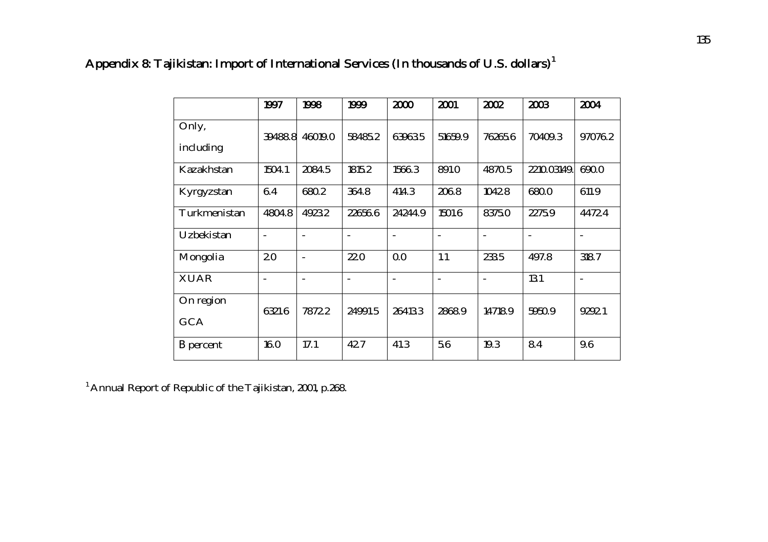# Appendix 8: Tajikistan: Import of International Services (In thousands of U.S. dollars)[1]

| | 1997 | 1998 | 1999 | 2000 | 2001 | 2002 | 2003 | 2004 |
|---|---|---|---|---|---|---|---|---|
| Only, including | 39488.8 | 46019.0 | 58485.2 | 63963.5 | 51659.9 | 76265.6 | 70409.3 | 97076.2 |
| Kazakhstan | 1504.1 | 2084.5 | 1815.2 | 1566.3 | 891.0 | 4870.5 | 2210.03149. | 690.0 |
| Kyrgyzstan | 6.4 | 680.2 | 364.8 | 414.3 | 206.8 | 1042.8 | 680.0 | 611.9 |
| Turkmenistan | 4804.8 | 4923.2 | 22656.6 | 24244.9 | 1501.6 | 8375.0 | 2275.9 | 4472.4 |
| Uzbekistan | - | - | - | - | - | - | - | - |
| Mongolia | 2.0 | - | 22.0 | 0.0 | 1.1 | 233.5 | 497.8 | 318.7 |
| XUAR | - | - | - | - | - | - | 13.1 | - |
| On region GCA | 6321.6 | 7872.2 | 24991.5 | 26413.3 | 2868.9 | 14718.9 | 5950.9 | 9292.1 |
| B percent | 16.0 | 17.1 | 42.7 | 41.3 | 5.6 | 19.3 | 8.4 | 9.6 |

[1] Annual Report of Republic of the Tajikistan, 2001, p.268.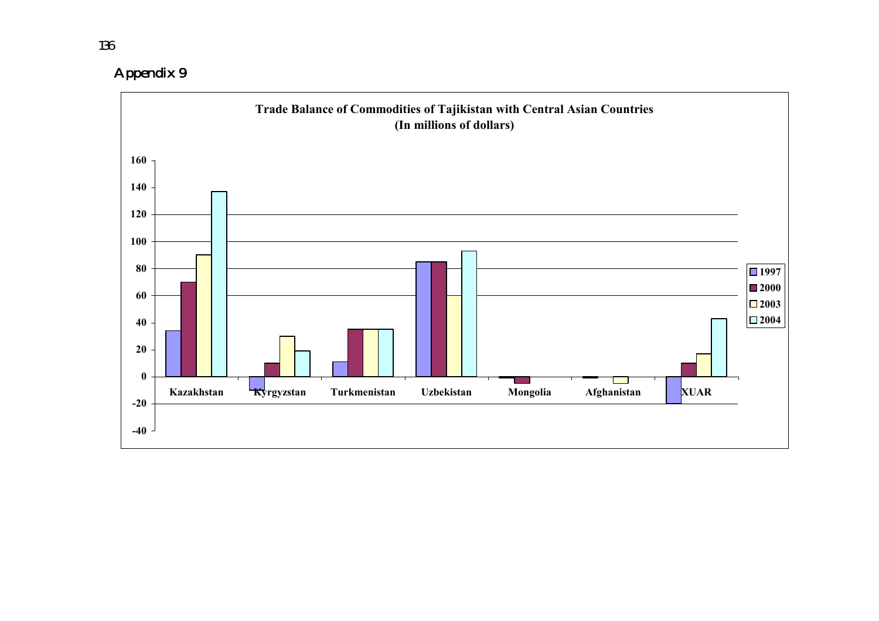## Appendix 9

**Trade Balance of Commodities of Tajikistan with Central Asian Countries**
**(In millions of dollars)**

| | 1997 | 2000 | 2003 | 2004 |
|---|---|---|---|---|
| Kazakhstan | 34 | 70 | 90 | 137 |
| Kyrgyzstan | -10 | 10 | 30 | 19 |
| Turkmenistan | 11 | 35 | 35 | 35 |
| Uzbekistan | 85 | 85 | 60 | 93 |
| Mongolia | -1 | -5 | | |
| Afghanistan | -1 | | -5 | |
| XUAR | -20 | 10 | 17 | 43 |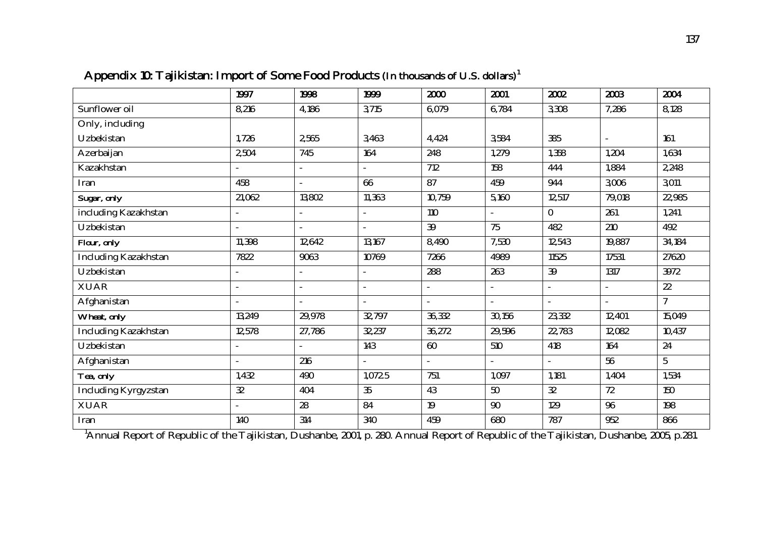## Appendix 10: Tajikistan: Import of Some Food Products (In thousands of U.S. dollars)[1]

| | 1997 | 1998 | 1999 | 2000 | 2001 | 2002 | 2003 | 2004 |
|---|---|---|---|---|---|---|---|---|
| Sunflower oil | 8,216 | 4,186 | 3,715 | 6,079 | 6,784 | 3,308 | 7,286 | 8,128 |
| Only, including | | | | | | | | |
| Uzbekistan | 1,726 | 2,565 | 3,463 | 4,424 | 3,584 | 385 | - | 161 |
| Azerbaijan | 2,504 | 745 | 164 | 248 | 1,279 | 1,358 | 1,204 | 1,634 |
| Kazakhstan | - | - | - | 712 | 158 | 444 | 1,884 | 2,248 |
| Iran | 458 | - | 66 | 87 | 459 | 944 | 3,006 | 3,011 |
| **Sugar, only** | 21,062 | 13,802 | 11,363 | 10,759 | 5,160 | 12,517 | 79,018 | 22,985 |
| including Kazakhstan | - | - | - | 110 | - | 0 | 261 | 1,241 |
| Uzbekistan | - | - | - | 39 | 75 | 482 | 210 | 492 |
| **Flour, only** | 11,398 | 12,642 | 13,167 | 8,490 | 7,530 | 12,543 | 19,887 | 34,184 |
| Including Kazakhstan | 7822 | 9063 | 10769 | 7266 | 4989 | 11525 | 17531 | 27620 |
| Uzbekistan | - | - | - | 288 | 263 | 39 | 1317 | 3972 |
| XUAR | - | - | - | - | - | - | - | 22 |
| Afghanistan | - | - | - | - | - | - | - | 7 |
| **Wheat, only** | 13,249 | 29,978 | 32,797 | 36,332 | 30,156 | 23,332 | 12,401 | 15,049 |
| Including Kazakhstan | 12,578 | 27,786 | 32,237 | 36,272 | 29,596 | 22,783 | 12,082 | 10,437 |
| Uzbekistan | - | - | 143 | 60 | 510 | 418 | 164 | 24 |
| Afghanistan | - | 216 | - | - | - | - | 56 | 5 |
| **Tea, only** | 1,432 | 490 | 1,072.5 | 751 | 1,097 | 1,181 | 1,404 | 1,534 |
| Including Kyrgyzstan | 32 | 404 | 35 | 43 | 50 | 32 | 72 | 150 |
| XUAR | - | 28 | 84 | 19 | 90 | 129 | 96 | 198 |
| Iran | 140 | 314 | 340 | 459 | 680 | 787 | 952 | 866 |

[1] Annual Report of Republic of the Tajikistan, Dushanbe, 2001, p. 280. Annual Report of Republic of the Tajikistan, Dushanbe, 2005, p.281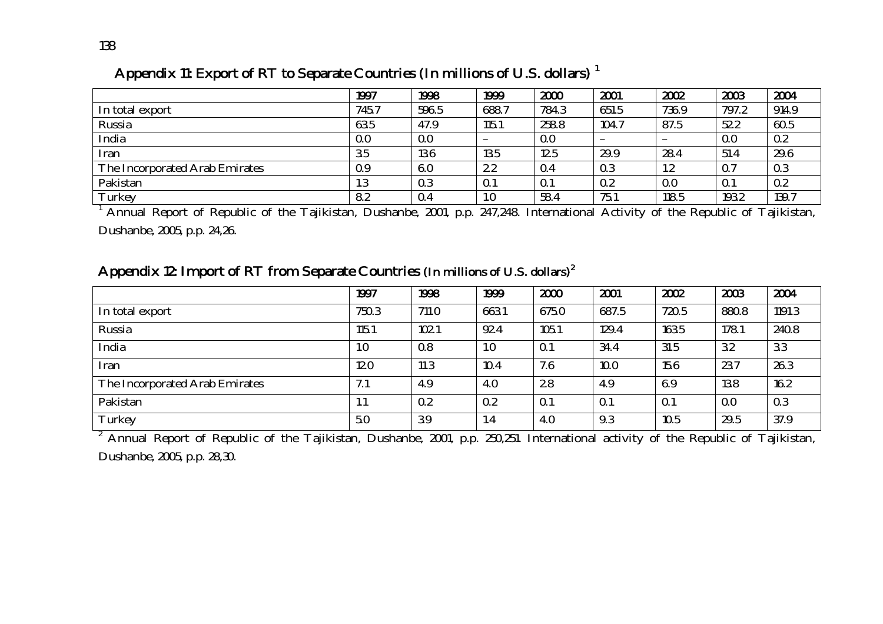## Appendix 11: Export of RT to Separate Countries (In millions of U.S. dollars) [1]

| | 1997 | 1998 | 1999 | 2000 | 2001 | 2002 | 2003 | 2004 |
|---|---|---|---|---|---|---|---|---|
| In total export | 745.7 | 596.5 | 688.7 | 784.3 | 651.5 | 736.9 | 797.2 | 914.9 |
| Russia | 63.5 | 47.9 | 115.1 | 258.8 | 104.7 | 87.5 | 52.2 | 60.5 |
| India | 0.0 | 0.0 | – | 0.0 | – | – | 0.0 | 0.2 |
| Iran | 3.5 | 13.6 | 13.5 | 12.5 | 29.9 | 28.4 | 51.4 | 29.6 |
| The Incorporated Arab Emirates | 0.9 | 6.0 | 2.2 | 0.4 | 0.3 | 1.2 | 0.7 | 0.3 |
| Pakistan | 1.3 | 0.3 | 0.1 | 0.1 | 0.2 | 0.0 | 0.1 | 0.2 |
| Turkey | 8.2 | 0.4 | 1.0 | 58.4 | 75.1 | 118.5 | 193.2 | 139.7 |

[1] Annual Report of Republic of the Tajikistan, Dushanbe, 2001, p.p. 247,248. International Activity of the Republic of Tajikistan, Dushanbe, 2005, p.p. 24,26.

## Appendix 12: Import of RT from Separate Countries (In millions of U.S. dollars)[2]

| | 1997 | 1998 | 1999 | 2000 | 2001 | 2002 | 2003 | 2004 |
|---|---|---|---|---|---|---|---|---|
| In total export | 750.3 | 711.0 | 663.1 | 675.0 | 687.5 | 720.5 | 880.8 | 1191.3 |
| Russia | 115.1 | 102.1 | 92.4 | 105.1 | 129.4 | 163.5 | 178.1 | 240.8 |
| India | 1.0 | 0.8 | 1.0 | 0.1 | 34.4 | 31.5 | 3.2 | 3.3 |
| Iran | 12.0 | 11.3 | 10.4 | 7.6 | 10.0 | 15.6 | 23.7 | 26.3 |
| The Incorporated Arab Emirates | 7.1 | 4.9 | 4.0 | 2.8 | 4.9 | 6.9 | 13.8 | 16.2 |
| Pakistan | 1.1 | 0.2 | 0.2 | 0.1 | 0.1 | 0.1 | 0.0 | 0.3 |
| Turkey | 5.0 | 3.9 | 1.4 | 4.0 | 9.3 | 10.5 | 29.5 | 37.9 |

[2] Annual Report of Republic of the Tajikistan, Dushanbe, 2001, p.p. 250,251. International activity of the Republic of Tajikistan, Dushanbe, 2005, p.p. 28,30.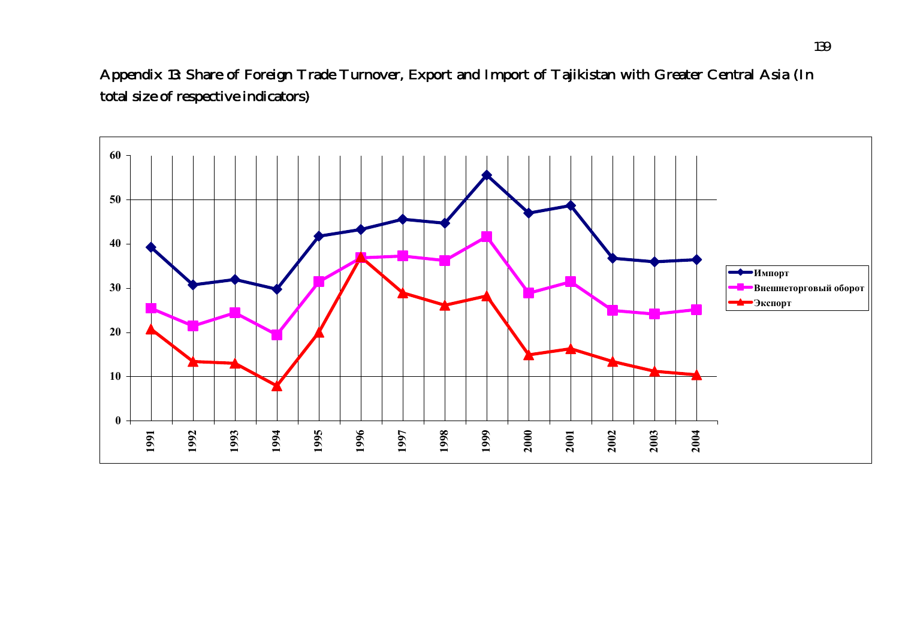Appendix 13: Share of Foreign Trade Turnover, Export and Import of Tajikistan with Greater Central Asia (In total size of respective indicators)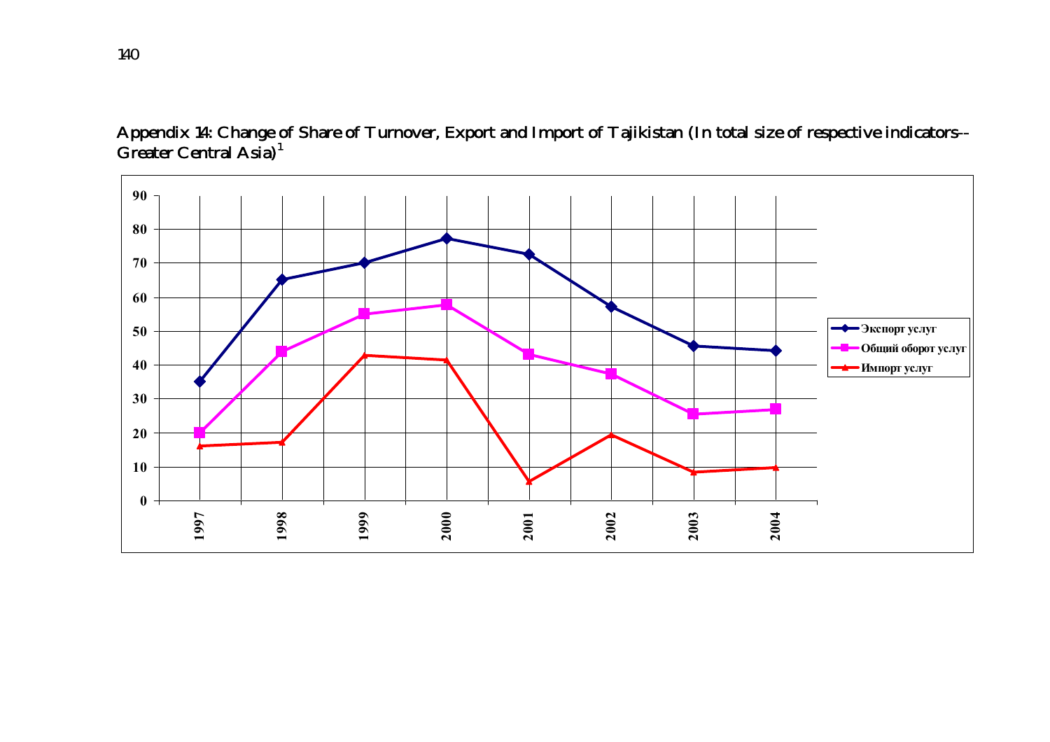Appendix 14: Change of Share of Turnover, Export and Import of Tajikistan (In total size of respective indicators--Greater Central Asia)[1]

90
80
70
60
50
40
30
20
10
0

1997
1998
1999
2000
2001
2002
2003
2004

Экспорт услуг
Общий оборот услуг
Импорт услуг